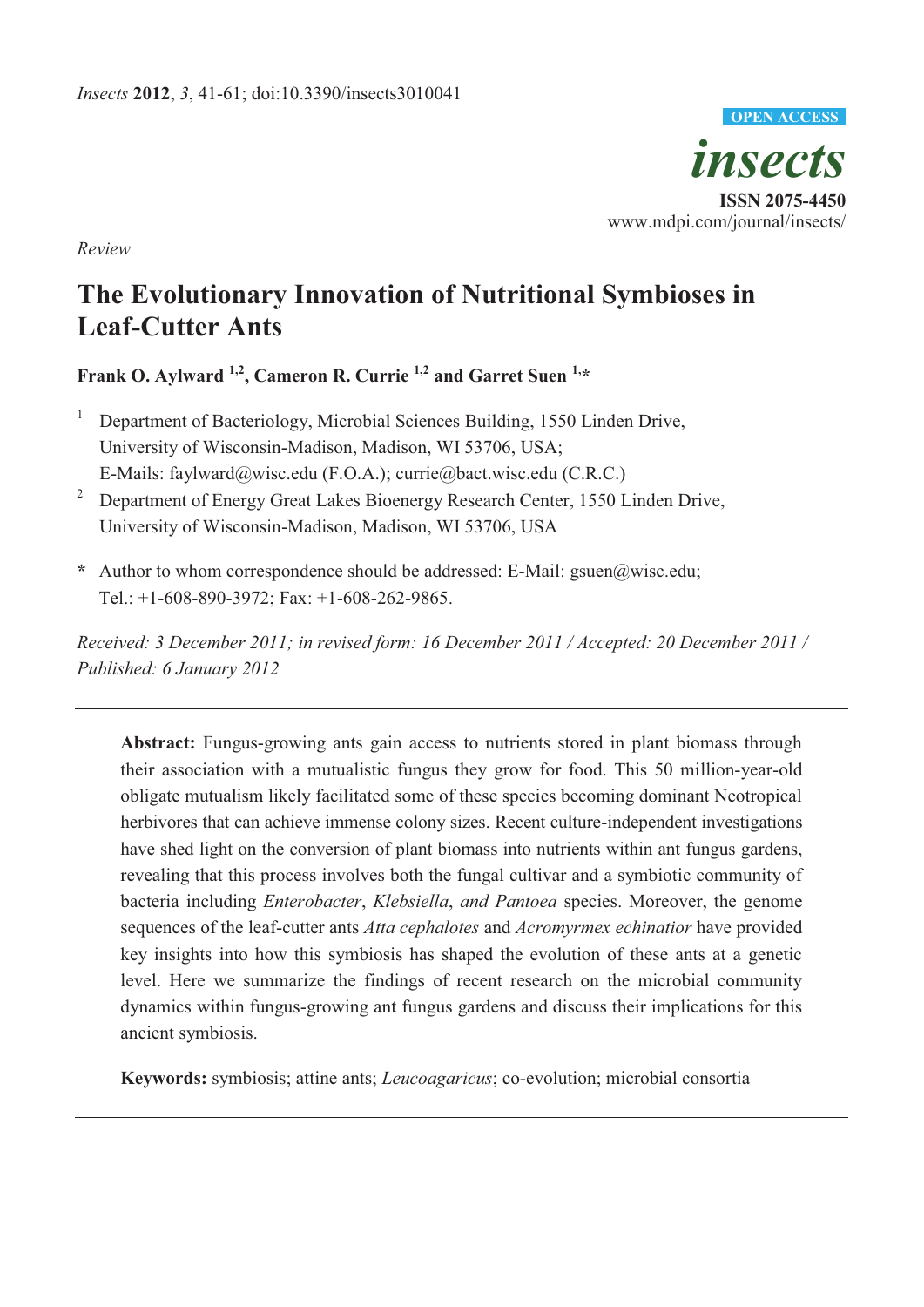*Review*

# The Evolutionary Innovation of Nutritional Symbioses in Leaf-Cutter Ants

**Frank O. Aylward [1,2], Cameron R. Currie [1,2] and Garret Suen [1,*]**

[1] Department of Bacteriology, Microbial Sciences Building, 1550 Linden Drive, University of Wisconsin-Madison, Madison, WI 53706, USA; E-Mails: faylward@wisc.edu (F.O.A.); currie@bact.wisc.edu (C.R.C.)

[2] Department of Energy Great Lakes Bioenergy Research Center, 1550 Linden Drive, University of Wisconsin-Madison, Madison, WI 53706, USA

\* Author to whom correspondence should be addressed: E-Mail: gsuen@wisc.edu; Tel.: +1-608-890-3972; Fax: +1-608-262-9865.

*Received: 3 December 2011; in revised form: 16 December 2011 / Accepted: 20 December 2011 / Published: 6 January 2012*

---

**Abstract:** Fungus-growing ants gain access to nutrients stored in plant biomass through their association with a mutualistic fungus they grow for food. This 50 million-year-old obligate mutualism likely facilitated some of these species becoming dominant Neotropical herbivores that can achieve immense colony sizes. Recent culture-independent investigations have shed light on the conversion of plant biomass into nutrients within ant fungus gardens, revealing that this process involves both the fungal cultivar and a symbiotic community of bacteria including *Enterobacter*, *Klebsiella*, *and Pantoea* species. Moreover, the genome sequences of the leaf-cutter ants *Atta cephalotes* and *Acromyrmex echinatior* have provided key insights into how this symbiosis has shaped the evolution of these ants at a genetic level. Here we summarize the findings of recent research on the microbial community dynamics within fungus-growing ant fungus gardens and discuss their implications for this ancient symbiosis.

**Keywords:** symbiosis; attine ants; *Leucoagaricus*; co-evolution; microbial consortia

---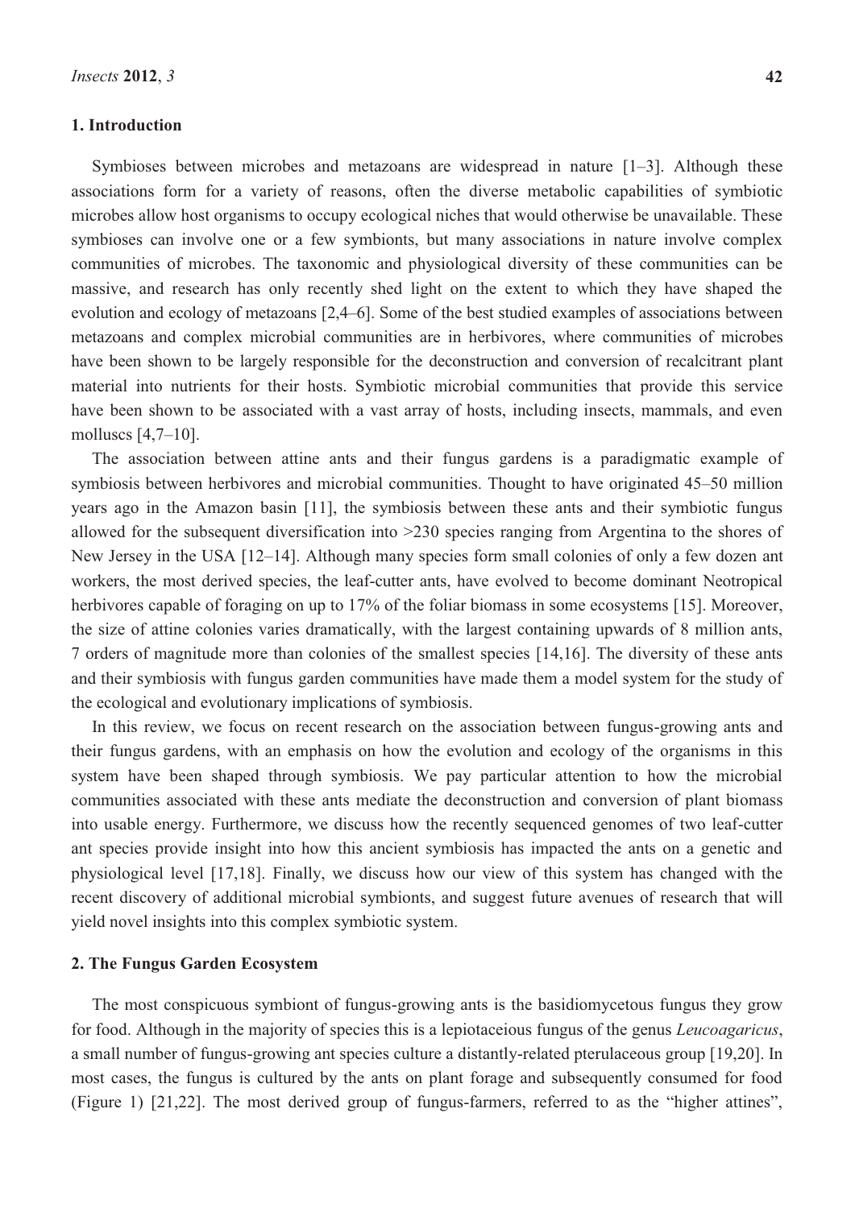## 1. Introduction

Symbioses between microbes and metazoans are widespread in nature [1–3]. Although these associations form for a variety of reasons, often the diverse metabolic capabilities of symbiotic microbes allow host organisms to occupy ecological niches that would otherwise be unavailable. These symbioses can involve one or a few symbionts, but many associations in nature involve complex communities of microbes. The taxonomic and physiological diversity of these communities can be massive, and research has only recently shed light on the extent to which they have shaped the evolution and ecology of metazoans [2,4–6]. Some of the best studied examples of associations between metazoans and complex microbial communities are in herbivores, where communities of microbes have been shown to be largely responsible for the deconstruction and conversion of recalcitrant plant material into nutrients for their hosts. Symbiotic microbial communities that provide this service have been shown to be associated with a vast array of hosts, including insects, mammals, and even molluscs [4,7–10].

The association between attine ants and their fungus gardens is a paradigmatic example of symbiosis between herbivores and microbial communities. Thought to have originated 45–50 million years ago in the Amazon basin [11], the symbiosis between these ants and their symbiotic fungus allowed for the subsequent diversification into >230 species ranging from Argentina to the shores of New Jersey in the USA [12–14]. Although many species form small colonies of only a few dozen ant workers, the most derived species, the leaf-cutter ants, have evolved to become dominant Neotropical herbivores capable of foraging on up to 17% of the foliar biomass in some ecosystems [15]. Moreover, the size of attine colonies varies dramatically, with the largest containing upwards of 8 million ants, 7 orders of magnitude more than colonies of the smallest species [14,16]. The diversity of these ants and their symbiosis with fungus garden communities have made them a model system for the study of the ecological and evolutionary implications of symbiosis.

In this review, we focus on recent research on the association between fungus-growing ants and their fungus gardens, with an emphasis on how the evolution and ecology of the organisms in this system have been shaped through symbiosis. We pay particular attention to how the microbial communities associated with these ants mediate the deconstruction and conversion of plant biomass into usable energy. Furthermore, we discuss how the recently sequenced genomes of two leaf-cutter ant species provide insight into how this ancient symbiosis has impacted the ants on a genetic and physiological level [17,18]. Finally, we discuss how our view of this system has changed with the recent discovery of additional microbial symbionts, and suggest future avenues of research that will yield novel insights into this complex symbiotic system.

## 2. The Fungus Garden Ecosystem

The most conspicuous symbiont of fungus-growing ants is the basidiomycetous fungus they grow for food. Although in the majority of species this is a lepiotaceious fungus of the genus *Leucoagaricus*, a small number of fungus-growing ant species culture a distantly-related pterulaceous group [19,20]. In most cases, the fungus is cultured by the ants on plant forage and subsequently consumed for food (Figure 1) [21,22]. The most derived group of fungus-farmers, referred to as the "higher attines",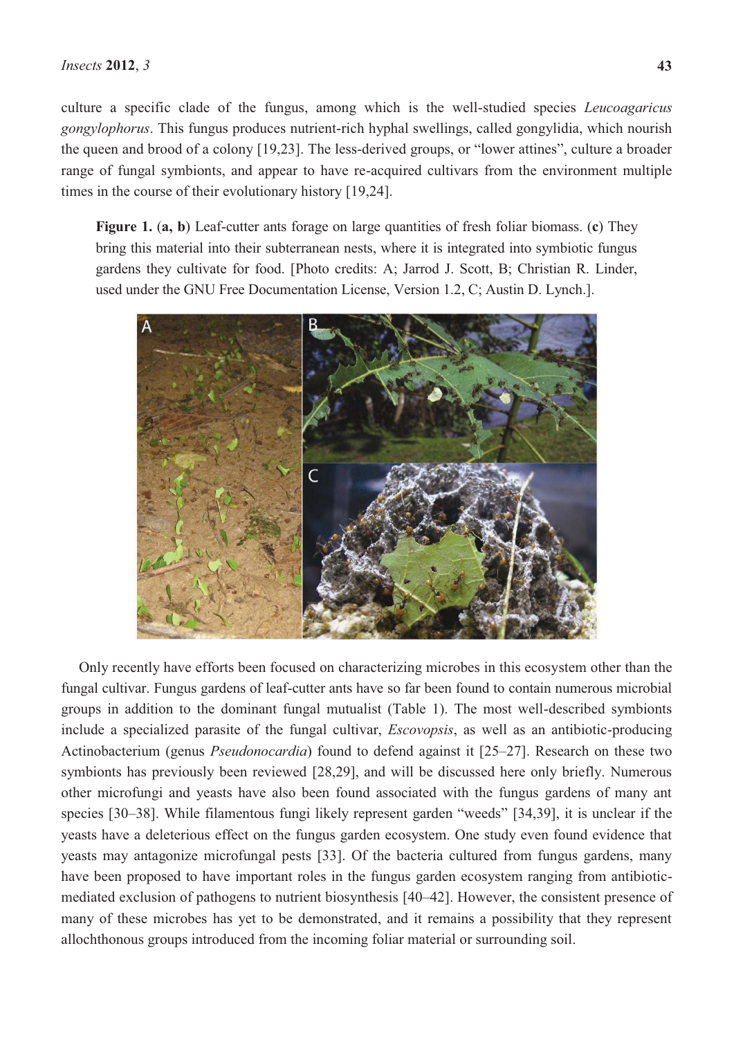culture a specific clade of the fungus, among which is the well-studied species *Leucoagaricus gongylophorus*. This fungus produces nutrient-rich hyphal swellings, called gongylidia, which nourish the queen and brood of a colony [19,23]. The less-derived groups, or "lower attines", culture a broader range of fungal symbionts, and appear to have re-acquired cultivars from the environment multiple times in the course of their evolutionary history [19,24].

**Figure 1.** (**a, b**) Leaf-cutter ants forage on large quantities of fresh foliar biomass. (**c**) They bring this material into their subterranean nests, where it is integrated into symbiotic fungus gardens they cultivate for food. [Photo credits: A; Jarrod J. Scott, B; Christian R. Linder, used under the GNU Free Documentation License, Version 1.2, C; Austin D. Lynch.].

Only recently have efforts been focused on characterizing microbes in this ecosystem other than the fungal cultivar. Fungus gardens of leaf-cutter ants have so far been found to contain numerous microbial groups in addition to the dominant fungal mutualist (Table 1). The most well-described symbionts include a specialized parasite of the fungal cultivar, *Escovopsis*, as well as an antibiotic-producing Actinobacterium (genus *Pseudonocardia*) found to defend against it [25–27]. Research on these two symbionts has previously been reviewed [28,29], and will be discussed here only briefly. Numerous other microfungi and yeasts have also been found associated with the fungus gardens of many ant species [30–38]. While filamentous fungi likely represent garden "weeds" [34,39], it is unclear if the yeasts have a deleterious effect on the fungus garden ecosystem. One study even found evidence that yeasts may antagonize microfungal pests [33]. Of the bacteria cultured from fungus gardens, many have been proposed to have important roles in the fungus garden ecosystem ranging from antibiotic-mediated exclusion of pathogens to nutrient biosynthesis [40–42]. However, the consistent presence of many of these microbes has yet to be demonstrated, and it remains a possibility that they represent allochthonous groups introduced from the incoming foliar material or surrounding soil.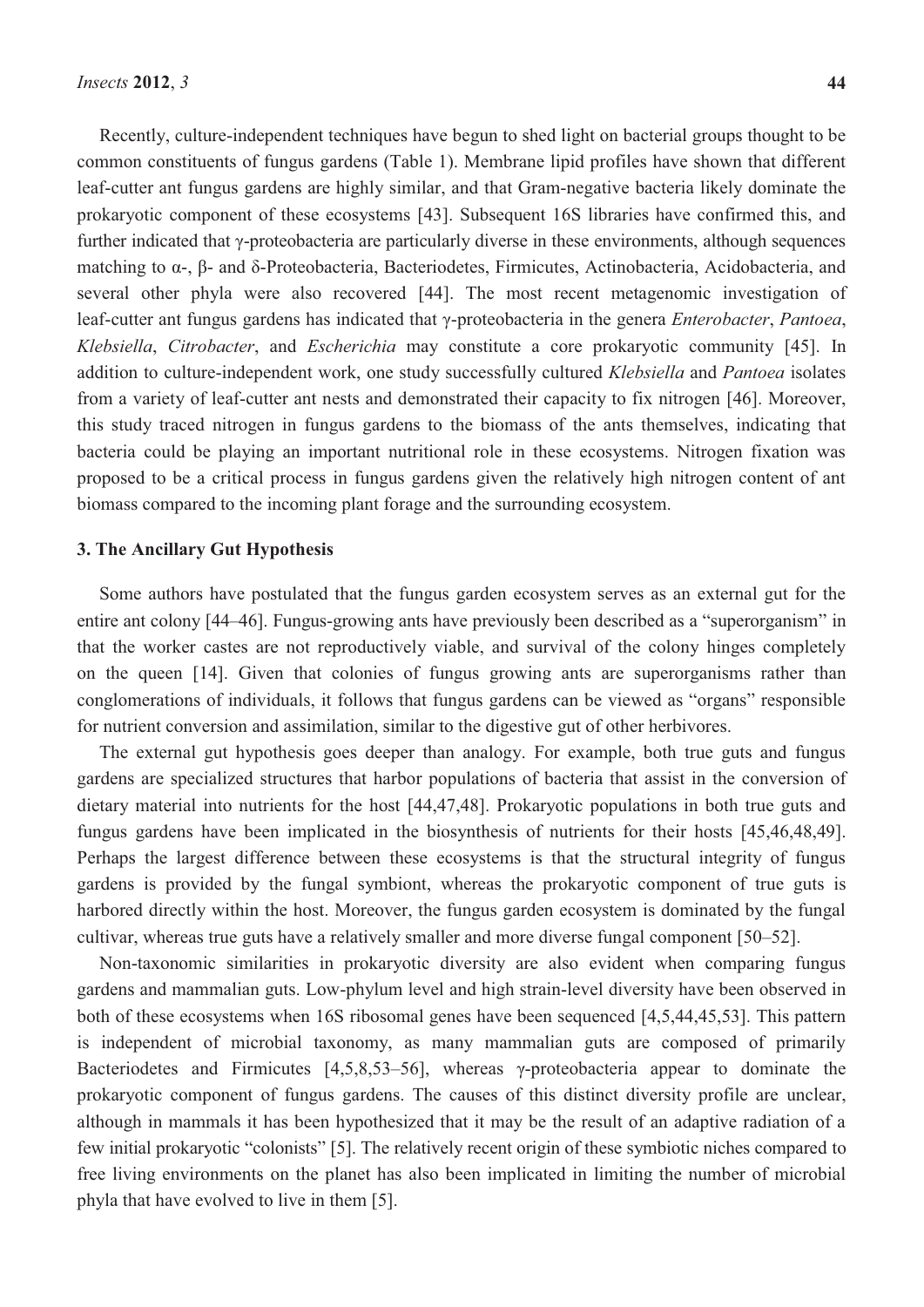Recently, culture-independent techniques have begun to shed light on bacterial groups thought to be common constituents of fungus gardens (Table 1). Membrane lipid profiles have shown that different leaf-cutter ant fungus gardens are highly similar, and that Gram-negative bacteria likely dominate the prokaryotic component of these ecosystems [43]. Subsequent 16S libraries have confirmed this, and further indicated that γ-proteobacteria are particularly diverse in these environments, although sequences matching to α-, β- and δ-Proteobacteria, Bacteriodetes, Firmicutes, Actinobacteria, Acidobacteria, and several other phyla were also recovered [44]. The most recent metagenomic investigation of leaf-cutter ant fungus gardens has indicated that γ-proteobacteria in the genera *Enterobacter*, *Pantoea*, *Klebsiella*, *Citrobacter*, and *Escherichia* may constitute a core prokaryotic community [45]. In addition to culture-independent work, one study successfully cultured *Klebsiella* and *Pantoea* isolates from a variety of leaf-cutter ant nests and demonstrated their capacity to fix nitrogen [46]. Moreover, this study traced nitrogen in fungus gardens to the biomass of the ants themselves, indicating that bacteria could be playing an important nutritional role in these ecosystems. Nitrogen fixation was proposed to be a critical process in fungus gardens given the relatively high nitrogen content of ant biomass compared to the incoming plant forage and the surrounding ecosystem.

## 3. The Ancillary Gut Hypothesis

Some authors have postulated that the fungus garden ecosystem serves as an external gut for the entire ant colony [44–46]. Fungus-growing ants have previously been described as a "superorganism" in that the worker castes are not reproductively viable, and survival of the colony hinges completely on the queen [14]. Given that colonies of fungus growing ants are superorganisms rather than conglomerations of individuals, it follows that fungus gardens can be viewed as "organs" responsible for nutrient conversion and assimilation, similar to the digestive gut of other herbivores.

The external gut hypothesis goes deeper than analogy. For example, both true guts and fungus gardens are specialized structures that harbor populations of bacteria that assist in the conversion of dietary material into nutrients for the host [44,47,48]. Prokaryotic populations in both true guts and fungus gardens have been implicated in the biosynthesis of nutrients for their hosts [45,46,48,49]. Perhaps the largest difference between these ecosystems is that the structural integrity of fungus gardens is provided by the fungal symbiont, whereas the prokaryotic component of true guts is harbored directly within the host. Moreover, the fungus garden ecosystem is dominated by the fungal cultivar, whereas true guts have a relatively smaller and more diverse fungal component [50–52].

Non-taxonomic similarities in prokaryotic diversity are also evident when comparing fungus gardens and mammalian guts. Low-phylum level and high strain-level diversity have been observed in both of these ecosystems when 16S ribosomal genes have been sequenced [4,5,44,45,53]. This pattern is independent of microbial taxonomy, as many mammalian guts are composed of primarily Bacteriodetes and Firmicutes [4,5,8,53–56], whereas γ-proteobacteria appear to dominate the prokaryotic component of fungus gardens. The causes of this distinct diversity profile are unclear, although in mammals it has been hypothesized that it may be the result of an adaptive radiation of a few initial prokaryotic "colonists" [5]. The relatively recent origin of these symbiotic niches compared to free living environments on the planet has also been implicated in limiting the number of microbial phyla that have evolved to live in them [5].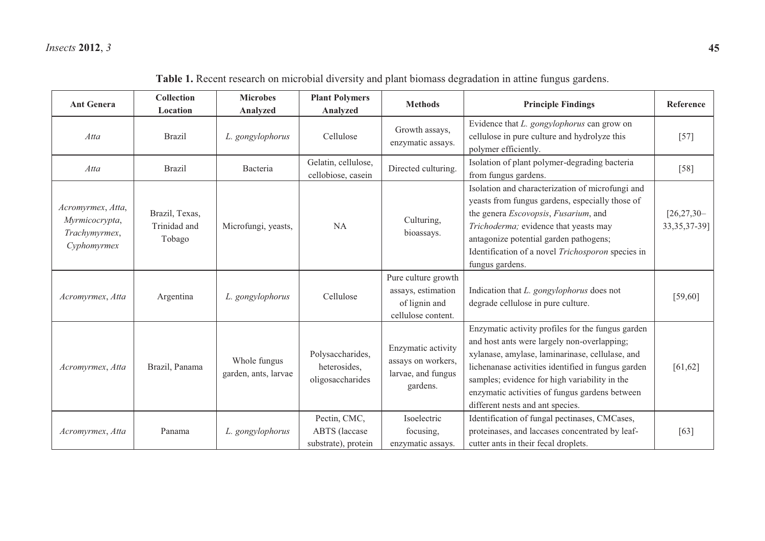**Table 1.** Recent research on microbial diversity and plant biomass degradation in attine fungus gardens.

| Ant Genera | Collection Location | Microbes Analyzed | Plant Polymers Analyzed | Methods | Principle Findings | Reference |
|---|---|---|---|---|---|---|
| *Atta* | Brazil | *L. gongylophorus* | Cellulose | Growth assays, enzymatic assays. | Evidence that *L. gongylophorus* can grow on cellulose in pure culture and hydrolyze this polymer efficiently. | [57] |
| *Atta* | Brazil | Bacteria | Gelatin, cellulose, cellobiose, casein | Directed culturing. | Isolation of plant polymer-degrading bacteria from fungus gardens. | [58] |
| *Acromyrmex*, *Atta*, *Myrmicocrypta*, *Trachymyrmex*, *Cyphomyrmex* | Brazil, Texas, Trinidad and Tobago | Microfungi, yeasts, | NA | Culturing, bioassays. | Isolation and characterization of microfungi and yeasts from fungus gardens, especially those of the genera *Escovopsis*, *Fusarium*, and *Trichoderma;* evidence that yeasts may antagonize potential garden pathogens; Identification of a novel *Trichosporon* species in fungus gardens. | [26,27,30–33,35,37-39] |
| *Acromyrmex*, *Atta* | Argentina | *L. gongylophorus* | Cellulose | Pure culture growth assays, estimation of lignin and cellulose content. | Indication that *L. gongylophorus* does not degrade cellulose in pure culture. | [59,60] |
| *Acromyrmex*, *Atta* | Brazil, Panama | Whole fungus garden, ants, larvae | Polysaccharides, heterosides, oligosaccharides | Enzymatic activity assays on workers, larvae, and fungus gardens. | Enzymatic activity profiles for the fungus garden and host ants were largely non-overlapping; xylanase, amylase, laminarinase, cellulase, and lichenanase activities identified in fungus garden samples; evidence for high variability in the enzymatic activities of fungus gardens between different nests and ant species. | [61,62] |
| *Acromyrmex*, *Atta* | Panama | *L. gongylophorus* | Pectin, CMC, ABTS (laccase substrate), protein | Isoelectric focusing, enzymatic assays. | Identification of fungal pectinases, CMCases, proteinases, and laccases concentrated by leaf-cutter ants in their fecal droplets. | [63] |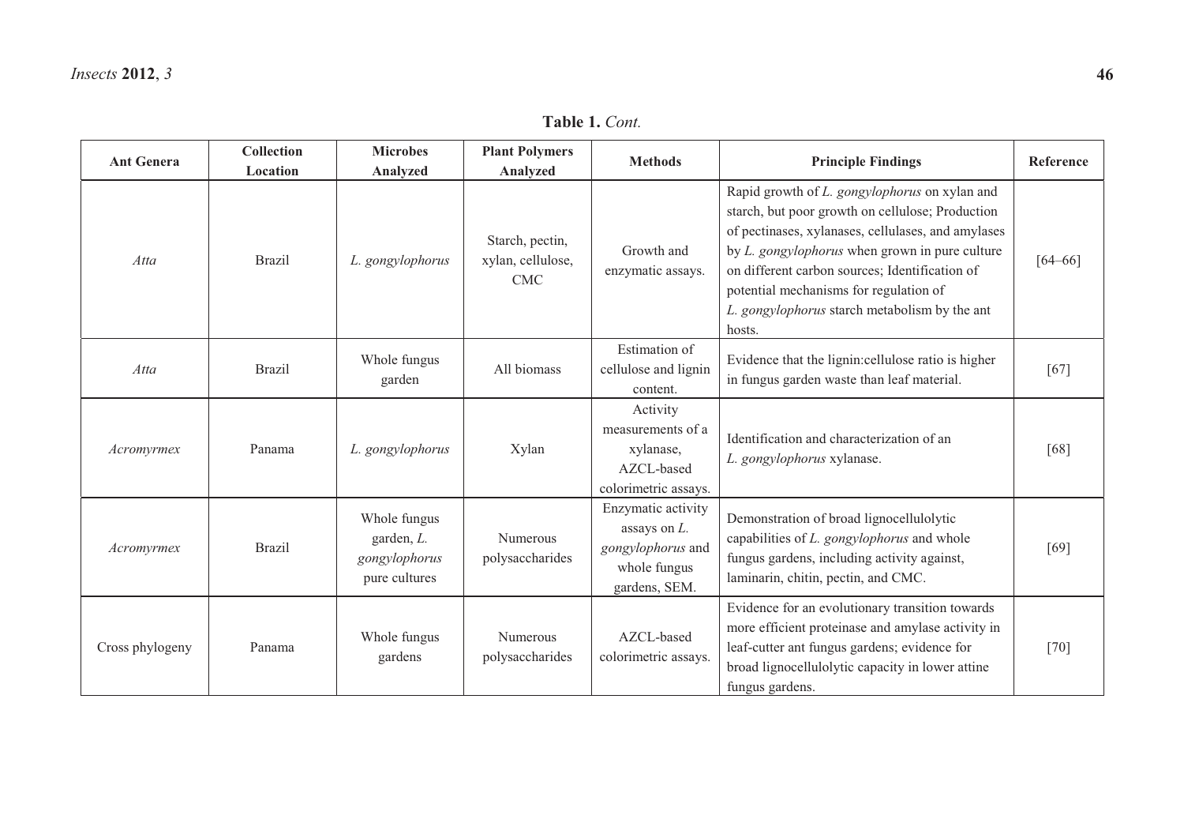**Table 1.** *Cont.*

| Ant Genera | Collection Location | Microbes Analyzed | Plant Polymers Analyzed | Methods | Principle Findings | Reference |
| --- | --- | --- | --- | --- | --- | --- |
| *Atta* | Brazil | *L. gongylophorus* | Starch, pectin, xylan, cellulose, CMC | Growth and enzymatic assays. | Rapid growth of *L. gongylophorus* on xylan and starch, but poor growth on cellulose; Production of pectinases, xylanases, cellulases, and amylases by *L. gongylophorus* when grown in pure culture on different carbon sources; Identification of potential mechanisms for regulation of *L. gongylophorus* starch metabolism by the ant hosts. | [64–66] |
| *Atta* | Brazil | Whole fungus garden | All biomass | Estimation of cellulose and lignin content. | Evidence that the lignin:cellulose ratio is higher in fungus garden waste than leaf material. | [67] |
| *Acromyrmex* | Panama | *L. gongylophorus* | Xylan | Activity measurements of a xylanase, AZCL-based colorimetric assays. | Identification and characterization of an *L. gongylophorus* xylanase. | [68] |
| *Acromyrmex* | Brazil | Whole fungus garden, *L. gongylophorus* pure cultures | Numerous polysaccharides | Enzymatic activity assays on *L. gongylophorus* and whole fungus gardens, SEM. | Demonstration of broad lignocellulolytic capabilities of *L. gongylophorus* and whole fungus gardens, including activity against, laminarin, chitin, pectin, and CMC. | [69] |
| Cross phylogeny | Panama | Whole fungus gardens | Numerous polysaccharides | AZCL-based colorimetric assays. | Evidence for an evolutionary transition towards more efficient proteinase and amylase activity in leaf-cutter ant fungus gardens; evidence for broad lignocellulolytic capacity in lower attine fungus gardens. | [70] |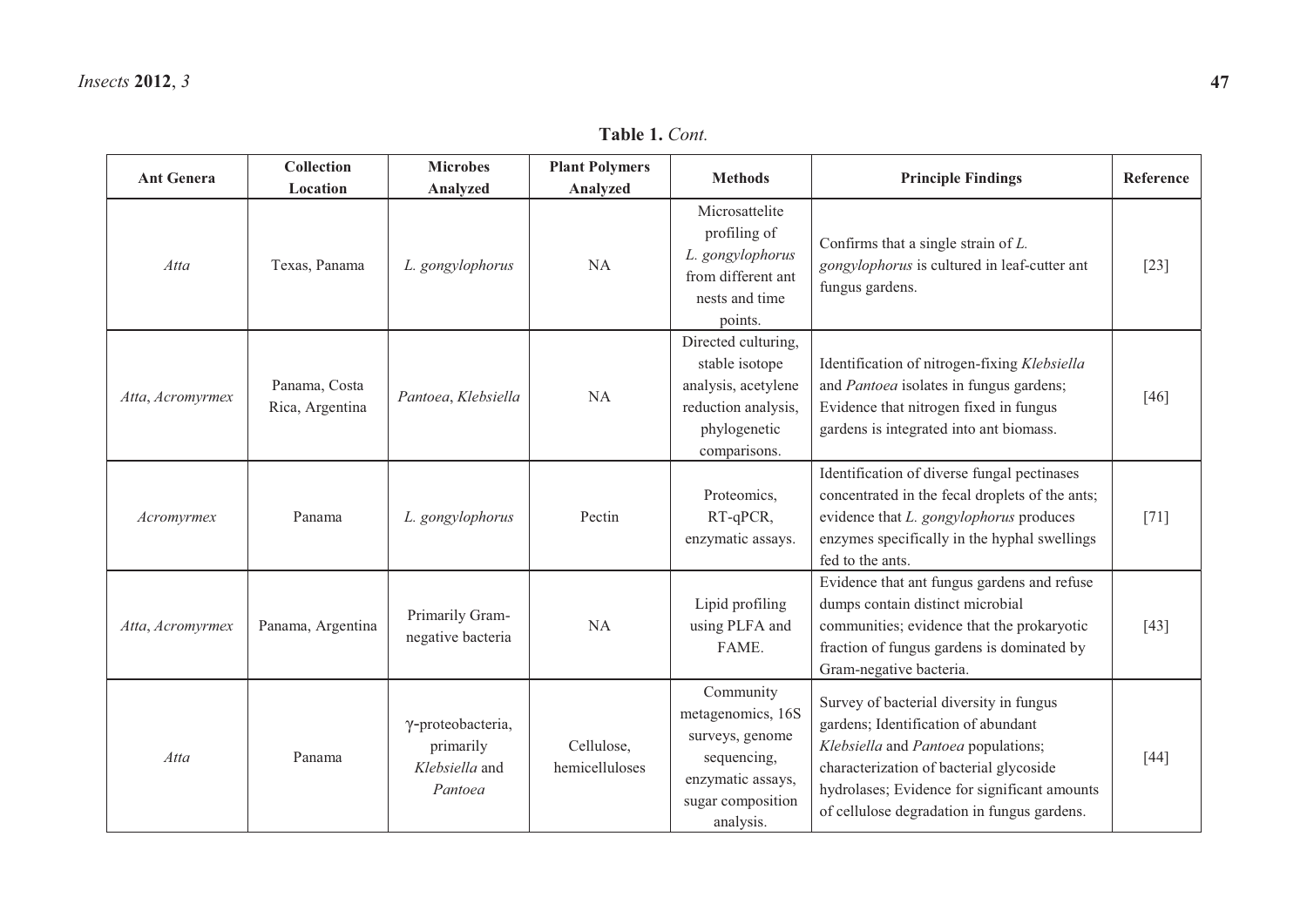**Table 1.** *Cont.*

| Ant Genera | Collection Location | Microbes Analyzed | Plant Polymers Analyzed | Methods | Principle Findings | Reference |
|---|---|---|---|---|---|---|
| *Atta* | Texas, Panama | *L. gongylophorus* | NA | Microsattelite profiling of *L. gongylophorus* from different ant nests and time points. | Confirms that a single strain of *L. gongylophorus* is cultured in leaf-cutter ant fungus gardens. | [23] |
| *Atta*, *Acromyrmex* | Panama, Costa Rica, Argentina | *Pantoea*, *Klebsiella* | NA | Directed culturing, stable isotope analysis, acetylene reduction analysis, phylogenetic comparisons. | Identification of nitrogen-fixing *Klebsiella* and *Pantoea* isolates in fungus gardens; Evidence that nitrogen fixed in fungus gardens is integrated into ant biomass. | [46] |
| *Acromyrmex* | Panama | *L. gongylophorus* | Pectin | Proteomics, RT-qPCR, enzymatic assays. | Identification of diverse fungal pectinases concentrated in the fecal droplets of the ants; evidence that *L. gongylophorus* produces enzymes specifically in the hyphal swellings fed to the ants. | [71] |
| *Atta*, *Acromyrmex* | Panama, Argentina | Primarily Gram-negative bacteria | NA | Lipid profiling using PLFA and FAME. | Evidence that ant fungus gardens and refuse dumps contain distinct microbial communities; evidence that the prokaryotic fraction of fungus gardens is dominated by Gram-negative bacteria. | [43] |
| *Atta* | Panama | $\gamma$-proteobacteria, primarily *Klebsiella* and *Pantoea* | Cellulose, hemicelluloses | Community metagenomics, 16S surveys, genome sequencing, enzymatic assays, sugar composition analysis. | Survey of bacterial diversity in fungus gardens; Identification of abundant *Klebsiella* and *Pantoea* populations; characterization of bacterial glycoside hydrolases; Evidence for significant amounts of cellulose degradation in fungus gardens. | [44] |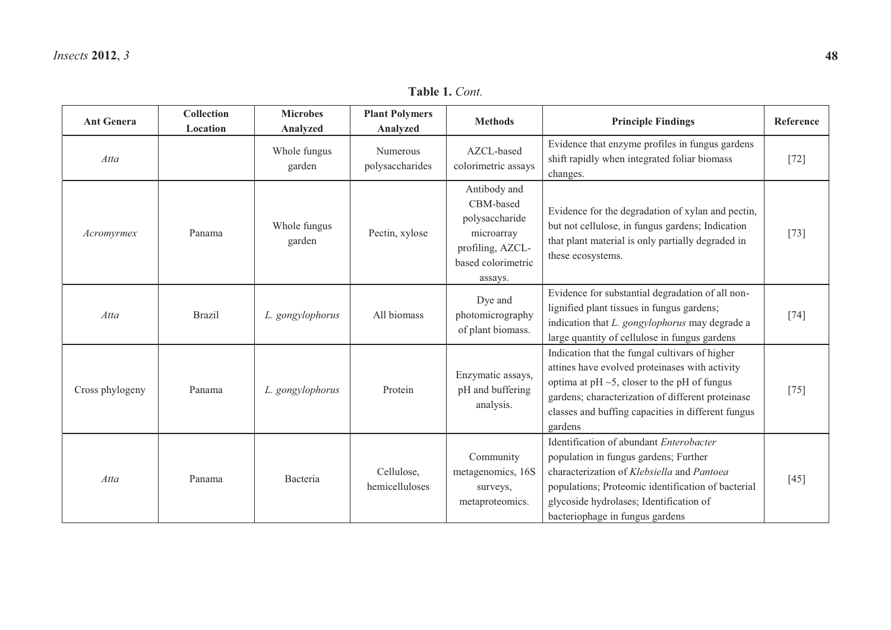**Table 1.** *Cont.*

| Ant Genera | Collection Location | Microbes Analyzed | Plant Polymers Analyzed | Methods | Principle Findings | Reference |
|---|---|---|---|---|---|---|
| *Atta* | | Whole fungus garden | Numerous polysaccharides | AZCL-based colorimetric assays | Evidence that enzyme profiles in fungus gardens shift rapidly when integrated foliar biomass changes. | [72] |
| *Acromyrmex* | Panama | Whole fungus garden | Pectin, xylose | Antibody and CBM-based polysaccharide microarray profiling, AZCL-based colorimetric assays. | Evidence for the degradation of xylan and pectin, but not cellulose, in fungus gardens; Indication that plant material is only partially degraded in these ecosystems. | [73] |
| *Atta* | Brazil | *L. gongylophorus* | All biomass | Dye and photomicrography of plant biomass. | Evidence for substantial degradation of all non-lignified plant tissues in fungus gardens; indication that *L. gongylophorus* may degrade a large quantity of cellulose in fungus gardens | [74] |
| Cross phylogeny | Panama | *L. gongylophorus* | Protein | Enzymatic assays, pH and buffering analysis. | Indication that the fungal cultivars of higher attines have evolved proteinases with activity optima at pH ~5, closer to the pH of fungus gardens; characterization of different proteinase classes and buffing capacities in different fungus gardens | [75] |
| *Atta* | Panama | Bacteria | Cellulose, hemicelluloses | Community metagenomics, 16S surveys, metaproteomics. | Identification of abundant *Enterobacter* population in fungus gardens; Further characterization of *Klebsiella* and *Pantoea* populations; Proteomic identification of bacterial glycoside hydrolases; Identification of bacteriophage in fungus gardens | [45] |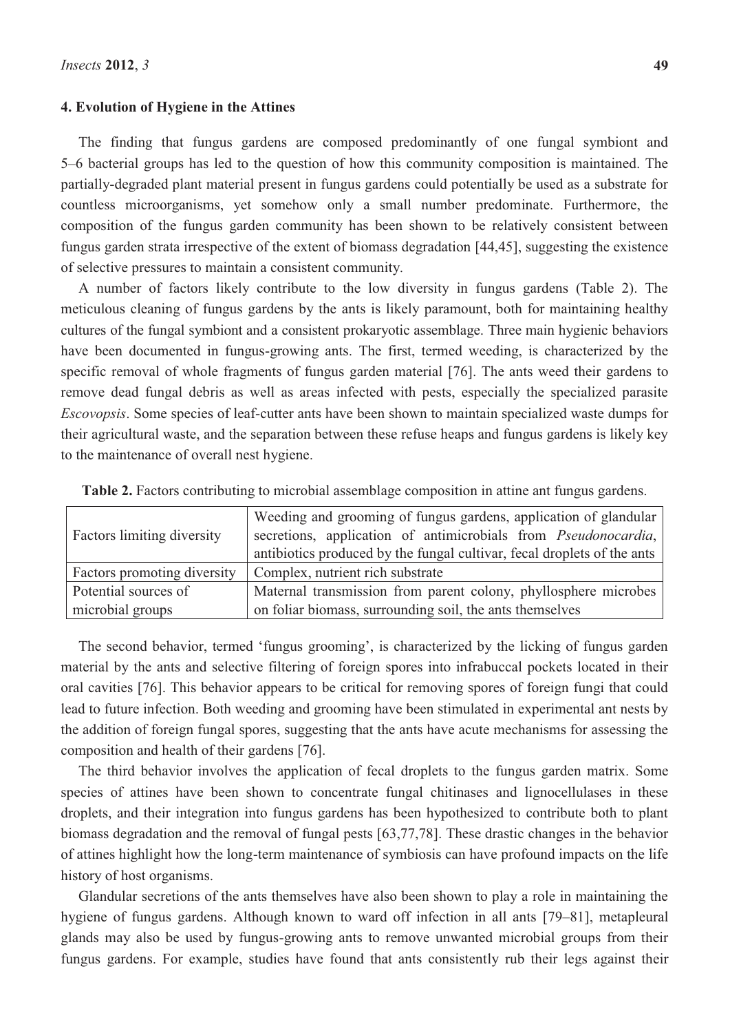## 4. Evolution of Hygiene in the Attines

The finding that fungus gardens are composed predominantly of one fungal symbiont and 5–6 bacterial groups has led to the question of how this community composition is maintained. The partially-degraded plant material present in fungus gardens could potentially be used as a substrate for countless microorganisms, yet somehow only a small number predominate. Furthermore, the composition of the fungus garden community has been shown to be relatively consistent between fungus garden strata irrespective of the extent of biomass degradation [44,45], suggesting the existence of selective pressures to maintain a consistent community.

A number of factors likely contribute to the low diversity in fungus gardens (Table 2). The meticulous cleaning of fungus gardens by the ants is likely paramount, both for maintaining healthy cultures of the fungal symbiont and a consistent prokaryotic assemblage. Three main hygienic behaviors have been documented in fungus-growing ants. The first, termed weeding, is characterized by the specific removal of whole fragments of fungus garden material [76]. The ants weed their gardens to remove dead fungal debris as well as areas infected with pests, especially the specialized parasite *Escovopsis*. Some species of leaf-cutter ants have been shown to maintain specialized waste dumps for their agricultural waste, and the separation between these refuse heaps and fungus gardens is likely key to the maintenance of overall nest hygiene.

**Table 2.** Factors contributing to microbial assemblage composition in attine ant fungus gardens.

| | |
|---|---|
| Factors limiting diversity | Weeding and grooming of fungus gardens, application of glandular secretions, application of antimicrobials from *Pseudonocardia*, antibiotics produced by the fungal cultivar, fecal droplets of the ants |
| Factors promoting diversity | Complex, nutrient rich substrate |
| Potential sources of microbial groups | Maternal transmission from parent colony, phyllosphere microbes on foliar biomass, surrounding soil, the ants themselves |

The second behavior, termed 'fungus grooming', is characterized by the licking of fungus garden material by the ants and selective filtering of foreign spores into infrabuccal pockets located in their oral cavities [76]. This behavior appears to be critical for removing spores of foreign fungi that could lead to future infection. Both weeding and grooming have been stimulated in experimental ant nests by the addition of foreign fungal spores, suggesting that the ants have acute mechanisms for assessing the composition and health of their gardens [76].

The third behavior involves the application of fecal droplets to the fungus garden matrix. Some species of attines have been shown to concentrate fungal chitinases and lignocellulases in these droplets, and their integration into fungus gardens has been hypothesized to contribute both to plant biomass degradation and the removal of fungal pests [63,77,78]. These drastic changes in the behavior of attines highlight how the long-term maintenance of symbiosis can have profound impacts on the life history of host organisms.

Glandular secretions of the ants themselves have also been shown to play a role in maintaining the hygiene of fungus gardens. Although known to ward off infection in all ants [79–81], metapleural glands may also be used by fungus-growing ants to remove unwanted microbial groups from their fungus gardens. For example, studies have found that ants consistently rub their legs against their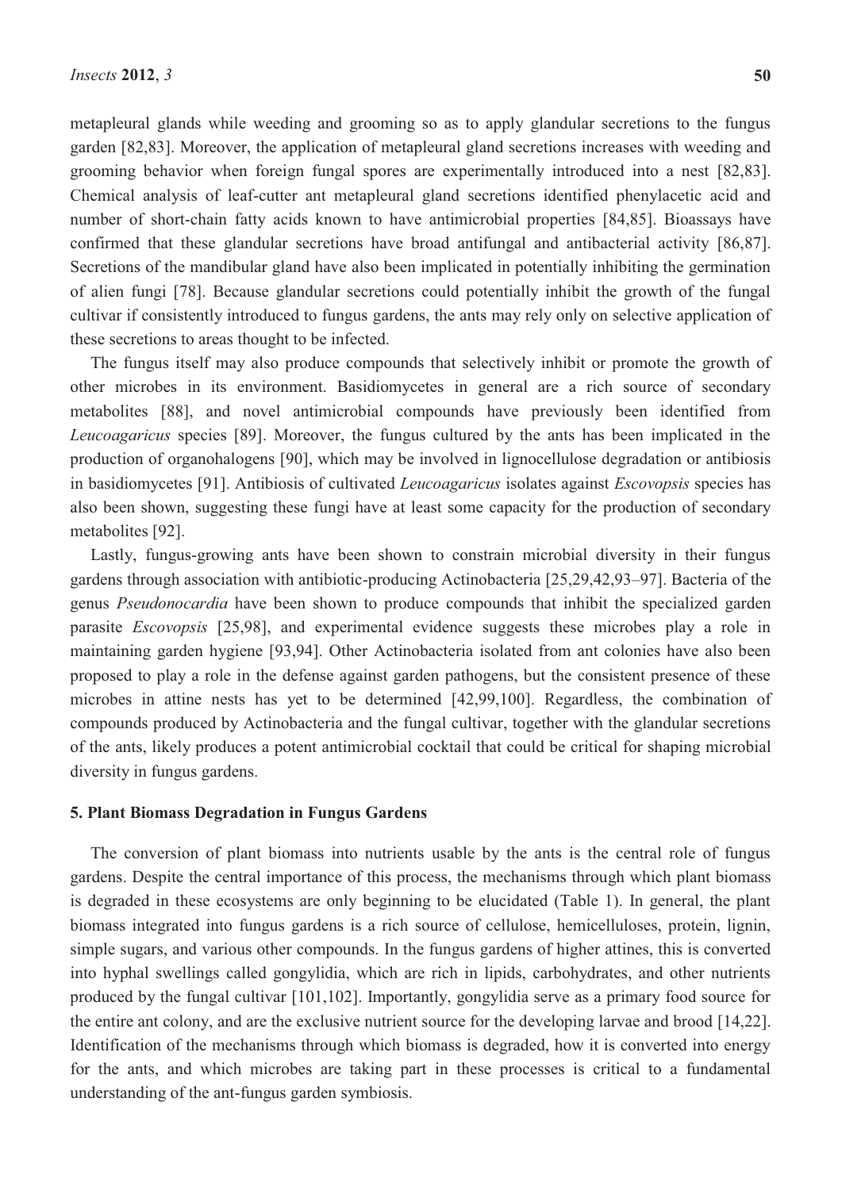metapleural glands while weeding and grooming so as to apply glandular secretions to the fungus garden [82,83]. Moreover, the application of metapleural gland secretions increases with weeding and grooming behavior when foreign fungal spores are experimentally introduced into a nest [82,83]. Chemical analysis of leaf-cutter ant metapleural gland secretions identified phenylacetic acid and number of short-chain fatty acids known to have antimicrobial properties [84,85]. Bioassays have confirmed that these glandular secretions have broad antifungal and antibacterial activity [86,87]. Secretions of the mandibular gland have also been implicated in potentially inhibiting the germination of alien fungi [78]. Because glandular secretions could potentially inhibit the growth of the fungal cultivar if consistently introduced to fungus gardens, the ants may rely only on selective application of these secretions to areas thought to be infected.

The fungus itself may also produce compounds that selectively inhibit or promote the growth of other microbes in its environment. Basidiomycetes in general are a rich source of secondary metabolites [88], and novel antimicrobial compounds have previously been identified from *Leucoagaricus* species [89]. Moreover, the fungus cultured by the ants has been implicated in the production of organohalogens [90], which may be involved in lignocellulose degradation or antibiosis in basidiomycetes [91]. Antibiosis of cultivated *Leucoagaricus* isolates against *Escovopsis* species has also been shown, suggesting these fungi have at least some capacity for the production of secondary metabolites [92].

Lastly, fungus-growing ants have been shown to constrain microbial diversity in their fungus gardens through association with antibiotic-producing Actinobacteria [25,29,42,93–97]. Bacteria of the genus *Pseudonocardia* have been shown to produce compounds that inhibit the specialized garden parasite *Escovopsis* [25,98], and experimental evidence suggests these microbes play a role in maintaining garden hygiene [93,94]. Other Actinobacteria isolated from ant colonies have also been proposed to play a role in the defense against garden pathogens, but the consistent presence of these microbes in attine nests has yet to be determined [42,99,100]. Regardless, the combination of compounds produced by Actinobacteria and the fungal cultivar, together with the glandular secretions of the ants, likely produces a potent antimicrobial cocktail that could be critical for shaping microbial diversity in fungus gardens.

## 5. Plant Biomass Degradation in Fungus Gardens

The conversion of plant biomass into nutrients usable by the ants is the central role of fungus gardens. Despite the central importance of this process, the mechanisms through which plant biomass is degraded in these ecosystems are only beginning to be elucidated (Table 1). In general, the plant biomass integrated into fungus gardens is a rich source of cellulose, hemicelluloses, protein, lignin, simple sugars, and various other compounds. In the fungus gardens of higher attines, this is converted into hyphal swellings called gongylidia, which are rich in lipids, carbohydrates, and other nutrients produced by the fungal cultivar [101,102]. Importantly, gongylidia serve as a primary food source for the entire ant colony, and are the exclusive nutrient source for the developing larvae and brood [14,22]. Identification of the mechanisms through which biomass is degraded, how it is converted into energy for the ants, and which microbes are taking part in these processes is critical to a fundamental understanding of the ant-fungus garden symbiosis.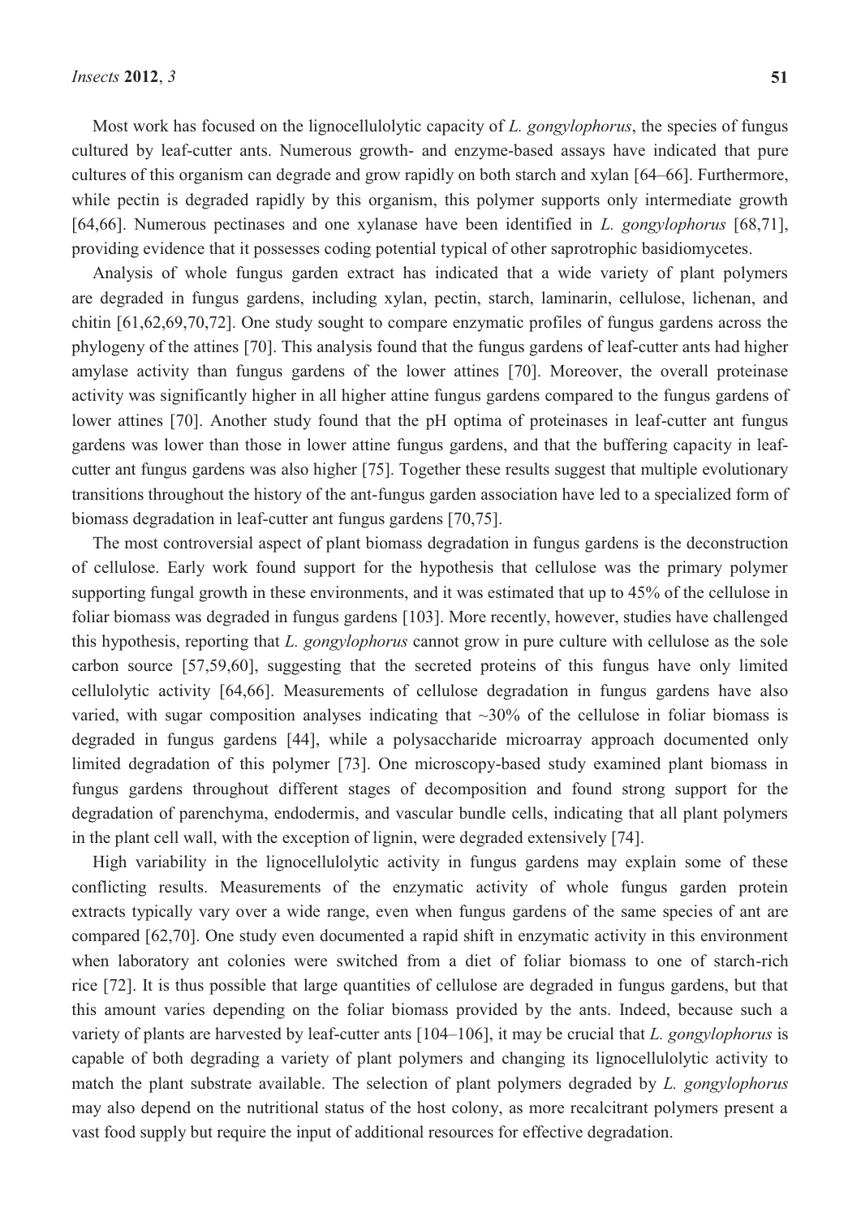Most work has focused on the lignocellulolytic capacity of *L. gongylophorus*, the species of fungus cultured by leaf-cutter ants. Numerous growth- and enzyme-based assays have indicated that pure cultures of this organism can degrade and grow rapidly on both starch and xylan [64–66]. Furthermore, while pectin is degraded rapidly by this organism, this polymer supports only intermediate growth [64,66]. Numerous pectinases and one xylanase have been identified in *L. gongylophorus* [68,71], providing evidence that it possesses coding potential typical of other saprotrophic basidiomycetes.

Analysis of whole fungus garden extract has indicated that a wide variety of plant polymers are degraded in fungus gardens, including xylan, pectin, starch, laminarin, cellulose, lichenan, and chitin [61,62,69,70,72]. One study sought to compare enzymatic profiles of fungus gardens across the phylogeny of the attines [70]. This analysis found that the fungus gardens of leaf-cutter ants had higher amylase activity than fungus gardens of the lower attines [70]. Moreover, the overall proteinase activity was significantly higher in all higher attine fungus gardens compared to the fungus gardens of lower attines [70]. Another study found that the pH optima of proteinases in leaf-cutter ant fungus gardens was lower than those in lower attine fungus gardens, and that the buffering capacity in leaf-cutter ant fungus gardens was also higher [75]. Together these results suggest that multiple evolutionary transitions throughout the history of the ant-fungus garden association have led to a specialized form of biomass degradation in leaf-cutter ant fungus gardens [70,75].

The most controversial aspect of plant biomass degradation in fungus gardens is the deconstruction of cellulose. Early work found support for the hypothesis that cellulose was the primary polymer supporting fungal growth in these environments, and it was estimated that up to 45% of the cellulose in foliar biomass was degraded in fungus gardens [103]. More recently, however, studies have challenged this hypothesis, reporting that *L. gongylophorus* cannot grow in pure culture with cellulose as the sole carbon source [57,59,60], suggesting that the secreted proteins of this fungus have only limited cellulolytic activity [64,66]. Measurements of cellulose degradation in fungus gardens have also varied, with sugar composition analyses indicating that ~30% of the cellulose in foliar biomass is degraded in fungus gardens [44], while a polysaccharide microarray approach documented only limited degradation of this polymer [73]. One microscopy-based study examined plant biomass in fungus gardens throughout different stages of decomposition and found strong support for the degradation of parenchyma, endodermis, and vascular bundle cells, indicating that all plant polymers in the plant cell wall, with the exception of lignin, were degraded extensively [74].

High variability in the lignocellulolytic activity in fungus gardens may explain some of these conflicting results. Measurements of the enzymatic activity of whole fungus garden protein extracts typically vary over a wide range, even when fungus gardens of the same species of ant are compared [62,70]. One study even documented a rapid shift in enzymatic activity in this environment when laboratory ant colonies were switched from a diet of foliar biomass to one of starch-rich rice [72]. It is thus possible that large quantities of cellulose are degraded in fungus gardens, but that this amount varies depending on the foliar biomass provided by the ants. Indeed, because such a variety of plants are harvested by leaf-cutter ants [104–106], it may be crucial that *L. gongylophorus* is capable of both degrading a variety of plant polymers and changing its lignocellulolytic activity to match the plant substrate available. The selection of plant polymers degraded by *L. gongylophorus* may also depend on the nutritional status of the host colony, as more recalcitrant polymers present a vast food supply but require the input of additional resources for effective degradation.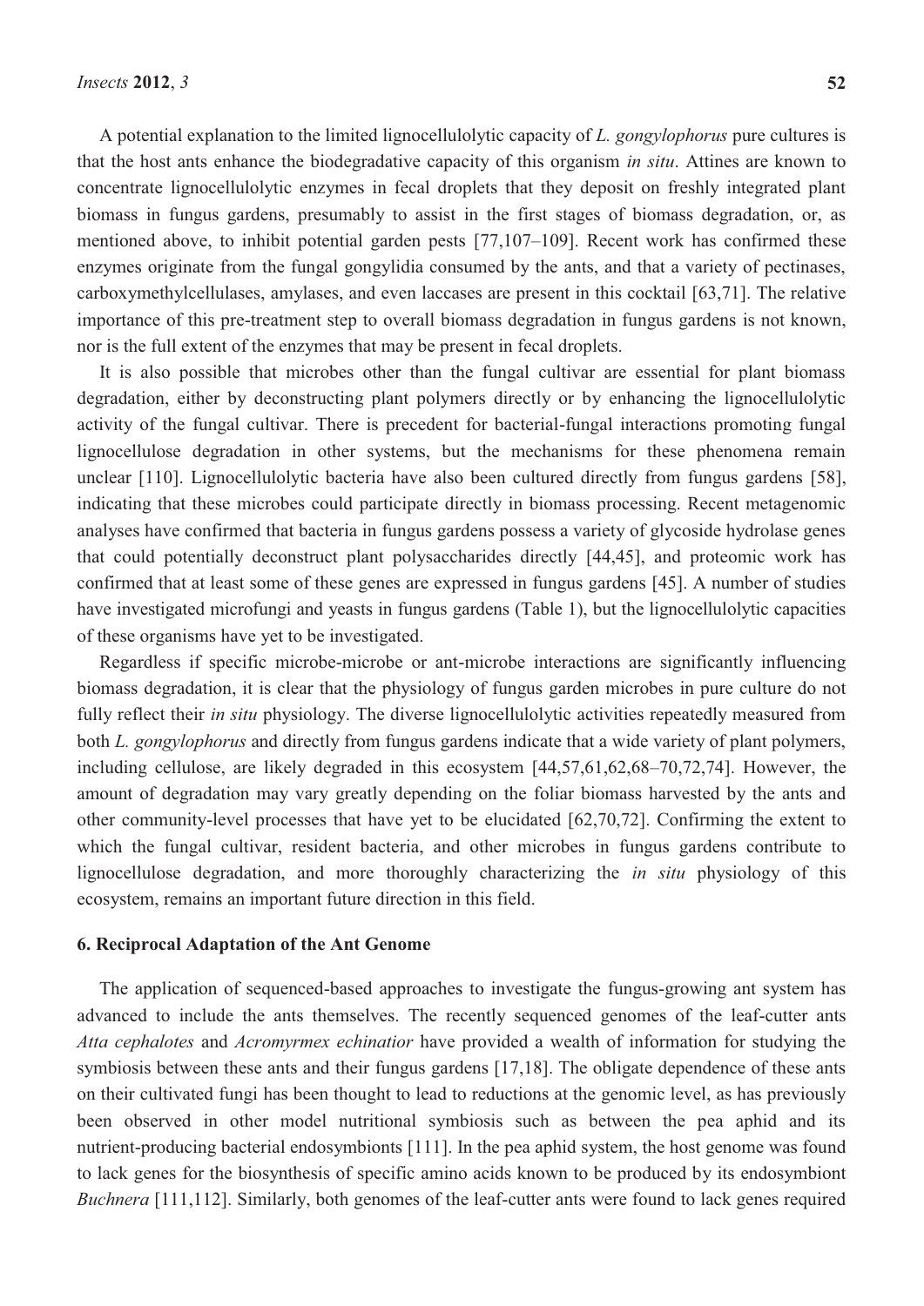A potential explanation to the limited lignocellulolytic capacity of *L. gongylophorus* pure cultures is that the host ants enhance the biodegradative capacity of this organism *in situ*. Attines are known to concentrate lignocellulolytic enzymes in fecal droplets that they deposit on freshly integrated plant biomass in fungus gardens, presumably to assist in the first stages of biomass degradation, or, as mentioned above, to inhibit potential garden pests [77,107–109]. Recent work has confirmed these enzymes originate from the fungal gongylidia consumed by the ants, and that a variety of pectinases, carboxymethylcellulases, amylases, and even laccases are present in this cocktail [63,71]. The relative importance of this pre-treatment step to overall biomass degradation in fungus gardens is not known, nor is the full extent of the enzymes that may be present in fecal droplets.

It is also possible that microbes other than the fungal cultivar are essential for plant biomass degradation, either by deconstructing plant polymers directly or by enhancing the lignocellulolytic activity of the fungal cultivar. There is precedent for bacterial-fungal interactions promoting fungal lignocellulose degradation in other systems, but the mechanisms for these phenomena remain unclear [110]. Lignocellulolytic bacteria have also been cultured directly from fungus gardens [58], indicating that these microbes could participate directly in biomass processing. Recent metagenomic analyses have confirmed that bacteria in fungus gardens possess a variety of glycoside hydrolase genes that could potentially deconstruct plant polysaccharides directly [44,45], and proteomic work has confirmed that at least some of these genes are expressed in fungus gardens [45]. A number of studies have investigated microfungi and yeasts in fungus gardens (Table 1), but the lignocellulolytic capacities of these organisms have yet to be investigated.

Regardless if specific microbe-microbe or ant-microbe interactions are significantly influencing biomass degradation, it is clear that the physiology of fungus garden microbes in pure culture do not fully reflect their *in situ* physiology. The diverse lignocellulolytic activities repeatedly measured from both *L. gongylophorus* and directly from fungus gardens indicate that a wide variety of plant polymers, including cellulose, are likely degraded in this ecosystem [44,57,61,62,68–70,72,74]. However, the amount of degradation may vary greatly depending on the foliar biomass harvested by the ants and other community-level processes that have yet to be elucidated [62,70,72]. Confirming the extent to which the fungal cultivar, resident bacteria, and other microbes in fungus gardens contribute to lignocellulose degradation, and more thoroughly characterizing the *in situ* physiology of this ecosystem, remains an important future direction in this field.

## 6. Reciprocal Adaptation of the Ant Genome

The application of sequenced-based approaches to investigate the fungus-growing ant system has advanced to include the ants themselves. The recently sequenced genomes of the leaf-cutter ants *Atta cephalotes* and *Acromyrmex echinatior* have provided a wealth of information for studying the symbiosis between these ants and their fungus gardens [17,18]. The obligate dependence of these ants on their cultivated fungi has been thought to lead to reductions at the genomic level, as has previously been observed in other model nutritional symbiosis such as between the pea aphid and its nutrient-producing bacterial endosymbionts [111]. In the pea aphid system, the host genome was found to lack genes for the biosynthesis of specific amino acids known to be produced by its endosymbiont *Buchnera* [111,112]. Similarly, both genomes of the leaf-cutter ants were found to lack genes required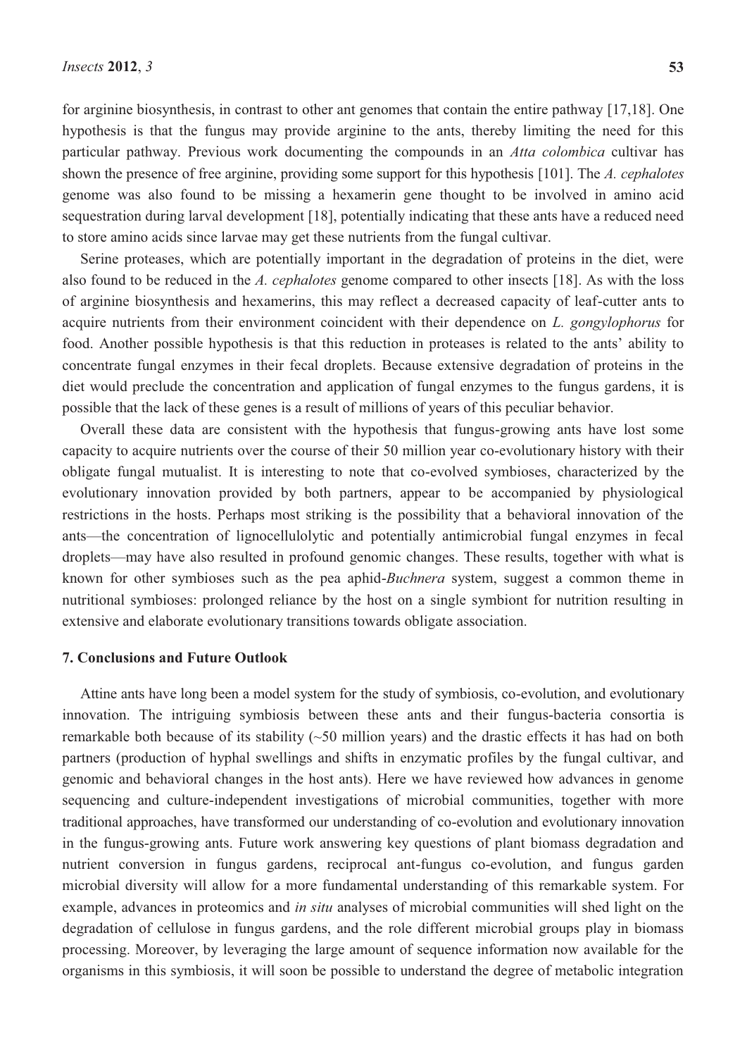for arginine biosynthesis, in contrast to other ant genomes that contain the entire pathway [17,18]. One hypothesis is that the fungus may provide arginine to the ants, thereby limiting the need for this particular pathway. Previous work documenting the compounds in an *Atta colombica* cultivar has shown the presence of free arginine, providing some support for this hypothesis [101]. The *A. cephalotes* genome was also found to be missing a hexamerin gene thought to be involved in amino acid sequestration during larval development [18], potentially indicating that these ants have a reduced need to store amino acids since larvae may get these nutrients from the fungal cultivar.

Serine proteases, which are potentially important in the degradation of proteins in the diet, were also found to be reduced in the *A. cephalotes* genome compared to other insects [18]. As with the loss of arginine biosynthesis and hexamerins, this may reflect a decreased capacity of leaf-cutter ants to acquire nutrients from their environment coincident with their dependence on *L. gongylophorus* for food. Another possible hypothesis is that this reduction in proteases is related to the ants' ability to concentrate fungal enzymes in their fecal droplets. Because extensive degradation of proteins in the diet would preclude the concentration and application of fungal enzymes to the fungus gardens, it is possible that the lack of these genes is a result of millions of years of this peculiar behavior.

Overall these data are consistent with the hypothesis that fungus-growing ants have lost some capacity to acquire nutrients over the course of their 50 million year co-evolutionary history with their obligate fungal mutualist. It is interesting to note that co-evolved symbioses, characterized by the evolutionary innovation provided by both partners, appear to be accompanied by physiological restrictions in the hosts. Perhaps most striking is the possibility that a behavioral innovation of the ants—the concentration of lignocellulolytic and potentially antimicrobial fungal enzymes in fecal droplets—may have also resulted in profound genomic changes. These results, together with what is known for other symbioses such as the pea aphid-*Buchnera* system, suggest a common theme in nutritional symbioses: prolonged reliance by the host on a single symbiont for nutrition resulting in extensive and elaborate evolutionary transitions towards obligate association.

## 7. Conclusions and Future Outlook

Attine ants have long been a model system for the study of symbiosis, co-evolution, and evolutionary innovation. The intriguing symbiosis between these ants and their fungus-bacteria consortia is remarkable both because of its stability (~50 million years) and the drastic effects it has had on both partners (production of hyphal swellings and shifts in enzymatic profiles by the fungal cultivar, and genomic and behavioral changes in the host ants). Here we have reviewed how advances in genome sequencing and culture-independent investigations of microbial communities, together with more traditional approaches, have transformed our understanding of co-evolution and evolutionary innovation in the fungus-growing ants. Future work answering key questions of plant biomass degradation and nutrient conversion in fungus gardens, reciprocal ant-fungus co-evolution, and fungus garden microbial diversity will allow for a more fundamental understanding of this remarkable system. For example, advances in proteomics and *in situ* analyses of microbial communities will shed light on the degradation of cellulose in fungus gardens, and the role different microbial groups play in biomass processing. Moreover, by leveraging the large amount of sequence information now available for the organisms in this symbiosis, it will soon be possible to understand the degree of metabolic integration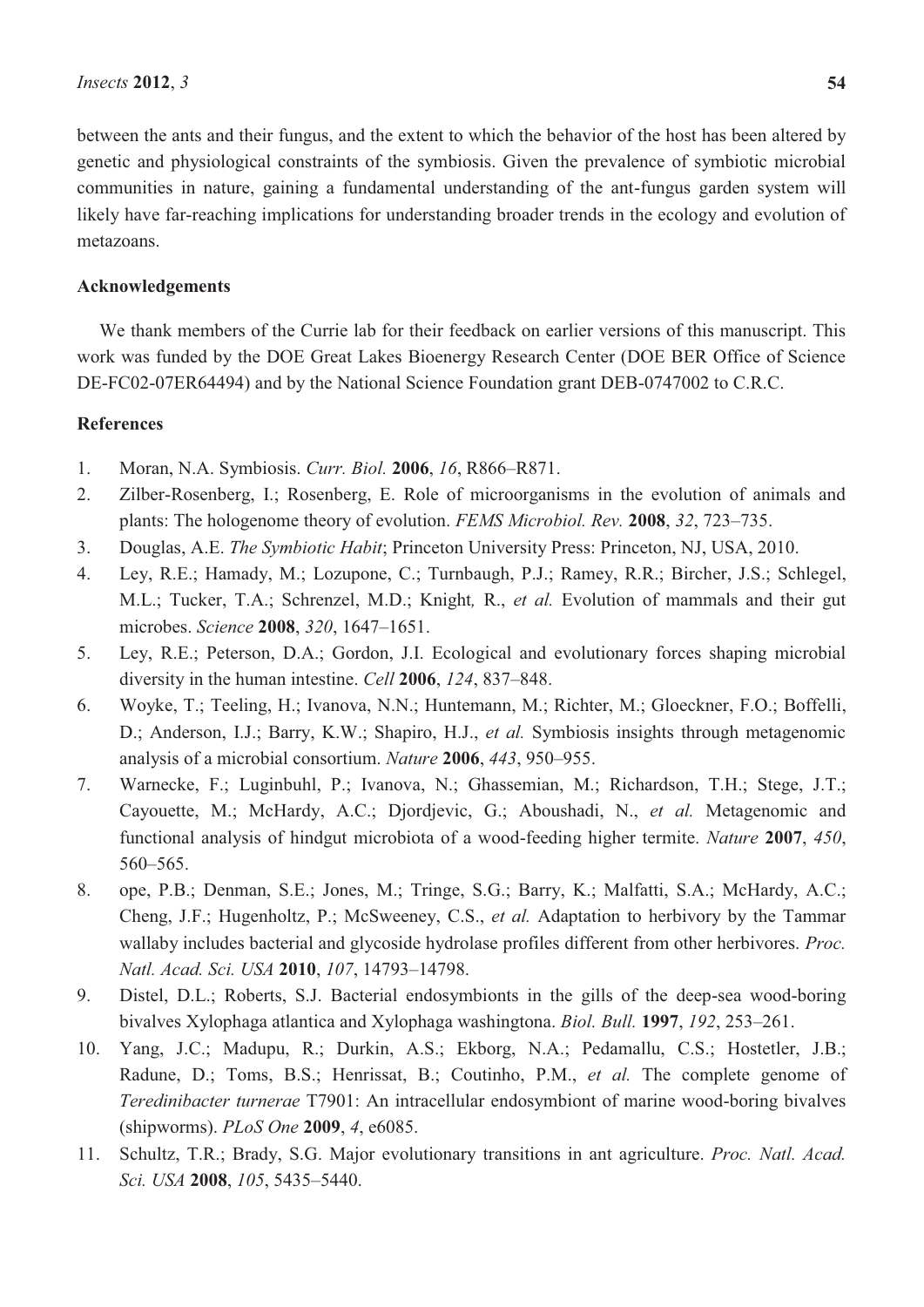between the ants and their fungus, and the extent to which the behavior of the host has been altered by genetic and physiological constraints of the symbiosis. Given the prevalence of symbiotic microbial communities in nature, gaining a fundamental understanding of the ant-fungus garden system will likely have far-reaching implications for understanding broader trends in the ecology and evolution of metazoans.

## Acknowledgements

We thank members of the Currie lab for their feedback on earlier versions of this manuscript. This work was funded by the DOE Great Lakes Bioenergy Research Center (DOE BER Office of Science DE-FC02-07ER64494) and by the National Science Foundation grant DEB-0747002 to C.R.C.

## References

1. Moran, N.A. Symbiosis. *Curr. Biol.* **2006**, *16*, R866–R871.
2. Zilber-Rosenberg, I.; Rosenberg, E. Role of microorganisms in the evolution of animals and plants: The hologenome theory of evolution. *FEMS Microbiol. Rev.* **2008**, *32*, 723–735.
3. Douglas, A.E. *The Symbiotic Habit*; Princeton University Press: Princeton, NJ, USA, 2010.
4. Ley, R.E.; Hamady, M.; Lozupone, C.; Turnbaugh, P.J.; Ramey, R.R.; Bircher, J.S.; Schlegel, M.L.; Tucker, T.A.; Schrenzel, M.D.; Knight, R., *et al.* Evolution of mammals and their gut microbes. *Science* **2008**, *320*, 1647–1651.
5. Ley, R.E.; Peterson, D.A.; Gordon, J.I. Ecological and evolutionary forces shaping microbial diversity in the human intestine. *Cell* **2006**, *124*, 837–848.
6. Woyke, T.; Teeling, H.; Ivanova, N.N.; Huntemann, M.; Richter, M.; Gloeckner, F.O.; Boffelli, D.; Anderson, I.J.; Barry, K.W.; Shapiro, H.J., *et al.* Symbiosis insights through metagenomic analysis of a microbial consortium. *Nature* **2006**, *443*, 950–955.
7. Warnecke, F.; Luginbuhl, P.; Ivanova, N.; Ghassemian, M.; Richardson, T.H.; Stege, J.T.; Cayouette, M.; McHardy, A.C.; Djordjevic, G.; Aboushadi, N., *et al.* Metagenomic and functional analysis of hindgut microbiota of a wood-feeding higher termite. *Nature* **2007**, *450*, 560–565.
8. ope, P.B.; Denman, S.E.; Jones, M.; Tringe, S.G.; Barry, K.; Malfatti, S.A.; McHardy, A.C.; Cheng, J.F.; Hugenholtz, P.; McSweeney, C.S., *et al.* Adaptation to herbivory by the Tammar wallaby includes bacterial and glycoside hydrolase profiles different from other herbivores. *Proc. Natl. Acad. Sci. USA* **2010**, *107*, 14793–14798.
9. Distel, D.L.; Roberts, S.J. Bacterial endosymbionts in the gills of the deep-sea wood-boring bivalves Xylophaga atlantica and Xylophaga washingtona. *Biol. Bull.* **1997**, *192*, 253–261.
10. Yang, J.C.; Madupu, R.; Durkin, A.S.; Ekborg, N.A.; Pedamallu, C.S.; Hostetler, J.B.; Radune, D.; Toms, B.S.; Henrissat, B.; Coutinho, P.M., *et al.* The complete genome of *Teredinibacter turnerae* T7901: An intracellular endosymbiont of marine wood-boring bivalves (shipworms). *PLoS One* **2009**, *4*, e6085.
11. Schultz, T.R.; Brady, S.G. Major evolutionary transitions in ant agriculture. *Proc. Natl. Acad. Sci. USA* **2008**, *105*, 5435–5440.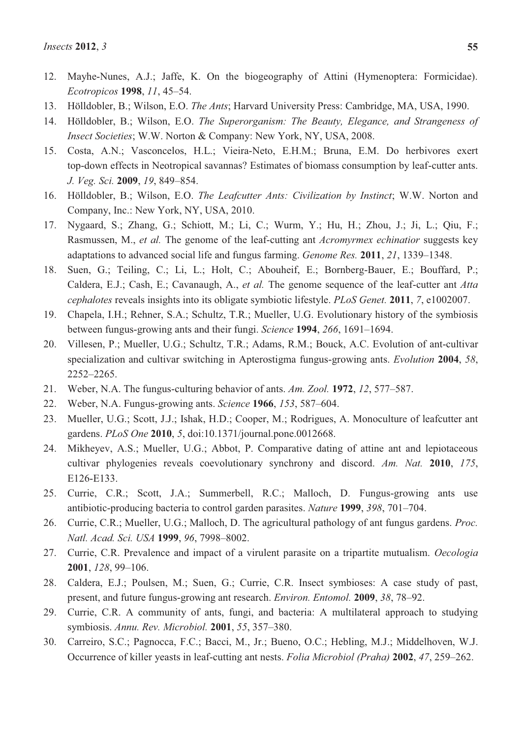12. Mayhe-Nunes, A.J.; Jaffe, K. On the biogeography of Attini (Hymenoptera: Formicidae). *Ecotropicos* **1998**, *11*, 45–54.
13. Hölldobler, B.; Wilson, E.O. *The Ants*; Harvard University Press: Cambridge, MA, USA, 1990.
14. Hölldobler, B.; Wilson, E.O. *The Superorganism: The Beauty, Elegance, and Strangeness of Insect Societies*; W.W. Norton & Company: New York, NY, USA, 2008.
15. Costa, A.N.; Vasconcelos, H.L.; Vieira-Neto, E.H.M.; Bruna, E.M. Do herbivores exert top-down effects in Neotropical savannas? Estimates of biomass consumption by leaf-cutter ants. *J. Veg. Sci.* **2009**, *19*, 849–854.
16. Hölldobler, B.; Wilson, E.O. *The Leafcutter Ants: Civilization by Instinct*; W.W. Norton and Company, Inc.: New York, NY, USA, 2010.
17. Nygaard, S.; Zhang, G.; Schiott, M.; Li, C.; Wurm, Y.; Hu, H.; Zhou, J.; Ji, L.; Qiu, F.; Rasmussen, M., *et al.* The genome of the leaf-cutting ant *Acromyrmex echinatior* suggests key adaptations to advanced social life and fungus farming. *Genome Res.* **2011**, *21*, 1339–1348.
18. Suen, G.; Teiling, C.; Li, L.; Holt, C.; Abouheif, E.; Bornberg-Bauer, E.; Bouffard, P.; Caldera, E.J.; Cash, E.; Cavanaugh, A., *et al.* The genome sequence of the leaf-cutter ant *Atta cephalotes* reveals insights into its obligate symbiotic lifestyle. *PLoS Genet.* **2011**, *7*, e1002007.
19. Chapela, I.H.; Rehner, S.A.; Schultz, T.R.; Mueller, U.G. Evolutionary history of the symbiosis between fungus-growing ants and their fungi. *Science* **1994**, *266*, 1691–1694.
20. Villesen, P.; Mueller, U.G.; Schultz, T.R.; Adams, R.M.; Bouck, A.C. Evolution of ant-cultivar specialization and cultivar switching in Apterostigma fungus-growing ants. *Evolution* **2004**, *58*, 2252–2265.
21. Weber, N.A. The fungus-culturing behavior of ants. *Am. Zool.* **1972**, *12*, 577–587.
22. Weber, N.A. Fungus-growing ants. *Science* **1966**, *153*, 587–604.
23. Mueller, U.G.; Scott, J.J.; Ishak, H.D.; Cooper, M.; Rodrigues, A. Monoculture of leafcutter ant gardens. *PLoS One* **2010**, *5*, doi:10.1371/journal.pone.0012668.
24. Mikheyev, A.S.; Mueller, U.G.; Abbot, P. Comparative dating of attine ant and lepiotaceous cultivar phylogenies reveals coevolutionary synchrony and discord. *Am. Nat.* **2010**, *175*, E126-E133.
25. Currie, C.R.; Scott, J.A.; Summerbell, R.C.; Malloch, D. Fungus-growing ants use antibiotic-producing bacteria to control garden parasites. *Nature* **1999**, *398*, 701–704.
26. Currie, C.R.; Mueller, U.G.; Malloch, D. The agricultural pathology of ant fungus gardens. *Proc. Natl. Acad. Sci. USA* **1999**, *96*, 7998–8002.
27. Currie, C.R. Prevalence and impact of a virulent parasite on a tripartite mutualism. *Oecologia* **2001**, *128*, 99–106.
28. Caldera, E.J.; Poulsen, M.; Suen, G.; Currie, C.R. Insect symbioses: A case study of past, present, and future fungus-growing ant research. *Environ. Entomol.* **2009**, *38*, 78–92.
29. Currie, C.R. A community of ants, fungi, and bacteria: A multilateral approach to studying symbiosis. *Annu. Rev. Microbiol.* **2001**, *55*, 357–380.
30. Carreiro, S.C.; Pagnocca, F.C.; Bacci, M., Jr.; Bueno, O.C.; Hebling, M.J.; Middelhoven, W.J. Occurrence of killer yeasts in leaf-cutting ant nests. *Folia Microbiol (Praha)* **2002**, *47*, 259–262.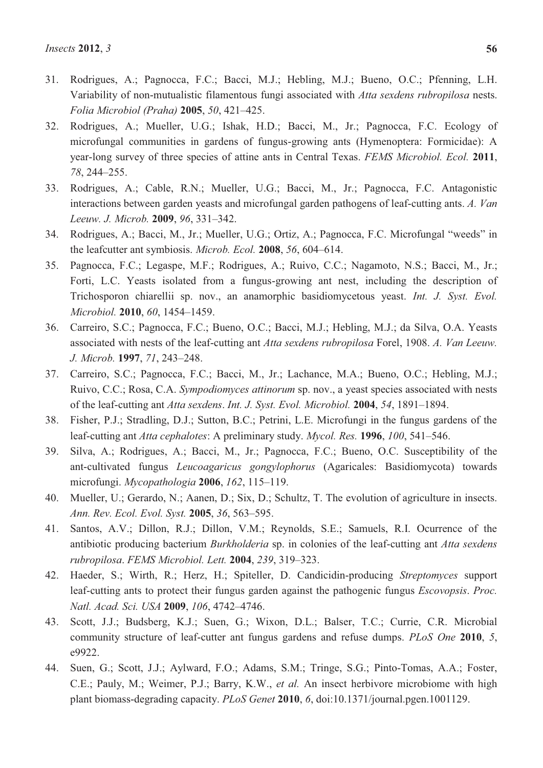31. Rodrigues, A.; Pagnocca, F.C.; Bacci, M.J.; Hebling, M.J.; Bueno, O.C.; Pfenning, L.H. Variability of non-mutualistic filamentous fungi associated with *Atta sexdens rubropilosa* nests. *Folia Microbiol (Praha)* **2005**, *50*, 421–425.
32. Rodrigues, A.; Mueller, U.G.; Ishak, H.D.; Bacci, M., Jr.; Pagnocca, F.C. Ecology of microfungal communities in gardens of fungus-growing ants (Hymenoptera: Formicidae): A year-long survey of three species of attine ants in Central Texas. *FEMS Microbiol. Ecol.* **2011**, *78*, 244–255.
33. Rodrigues, A.; Cable, R.N.; Mueller, U.G.; Bacci, M., Jr.; Pagnocca, F.C. Antagonistic interactions between garden yeasts and microfungal garden pathogens of leaf-cutting ants. *A. Van Leeuw. J. Microb.* **2009**, *96*, 331–342.
34. Rodrigues, A.; Bacci, M., Jr.; Mueller, U.G.; Ortiz, A.; Pagnocca, F.C. Microfungal "weeds" in the leafcutter ant symbiosis. *Microb. Ecol.* **2008**, *56*, 604–614.
35. Pagnocca, F.C.; Legaspe, M.F.; Rodrigues, A.; Ruivo, C.C.; Nagamoto, N.S.; Bacci, M., Jr.; Forti, L.C. Yeasts isolated from a fungus-growing ant nest, including the description of Trichosporon chiarellii sp. nov., an anamorphic basidiomycetous yeast. *Int. J. Syst. Evol. Microbiol.* **2010**, *60*, 1454–1459.
36. Carreiro, S.C.; Pagnocca, F.C.; Bueno, O.C.; Bacci, M.J.; Hebling, M.J.; da Silva, O.A. Yeasts associated with nests of the leaf-cutting ant *Atta sexdens rubropilosa* Forel, 1908. *A. Van Leeuw. J. Microb.* **1997**, *71*, 243–248.
37. Carreiro, S.C.; Pagnocca, F.C.; Bacci, M., Jr.; Lachance, M.A.; Bueno, O.C.; Hebling, M.J.; Ruivo, C.C.; Rosa, C.A. *Sympodiomyces attinorum* sp. nov., a yeast species associated with nests of the leaf-cutting ant *Atta sexdens*. *Int. J. Syst. Evol. Microbiol.* **2004**, *54*, 1891–1894.
38. Fisher, P.J.; Stradling, D.J.; Sutton, B.C.; Petrini, L.E. Microfungi in the fungus gardens of the leaf-cutting ant *Atta cephalotes*: A preliminary study. *Mycol. Res.* **1996**, *100*, 541–546.
39. Silva, A.; Rodrigues, A.; Bacci, M., Jr.; Pagnocca, F.C.; Bueno, O.C. Susceptibility of the ant-cultivated fungus *Leucoagaricus gongylophorus* (Agaricales: Basidiomycota) towards microfungi. *Mycopathologia* **2006**, *162*, 115–119.
40. Mueller, U.; Gerardo, N.; Aanen, D.; Six, D.; Schultz, T. The evolution of agriculture in insects. *Ann. Rev. Ecol. Evol. Syst.* **2005**, *36*, 563–595.
41. Santos, A.V.; Dillon, R.J.; Dillon, V.M.; Reynolds, S.E.; Samuels, R.I. Ocurrence of the antibiotic producing bacterium *Burkholderia* sp. in colonies of the leaf-cutting ant *Atta sexdens rubropilosa*. *FEMS Microbiol. Lett.* **2004**, *239*, 319–323.
42. Haeder, S.; Wirth, R.; Herz, H.; Spiteller, D. Candicidin-producing *Streptomyces* support leaf-cutting ants to protect their fungus garden against the pathogenic fungus *Escovopsis*. *Proc. Natl. Acad. Sci. USA* **2009**, *106*, 4742–4746.
43. Scott, J.J.; Budsberg, K.J.; Suen, G.; Wixon, D.L.; Balser, T.C.; Currie, C.R. Microbial community structure of leaf-cutter ant fungus gardens and refuse dumps. *PLoS One* **2010**, *5*, e9922.
44. Suen, G.; Scott, J.J.; Aylward, F.O.; Adams, S.M.; Tringe, S.G.; Pinto-Tomas, A.A.; Foster, C.E.; Pauly, M.; Weimer, P.J.; Barry, K.W., *et al.* An insect herbivore microbiome with high plant biomass-degrading capacity. *PLoS Genet* **2010**, *6*, doi:10.1371/journal.pgen.1001129.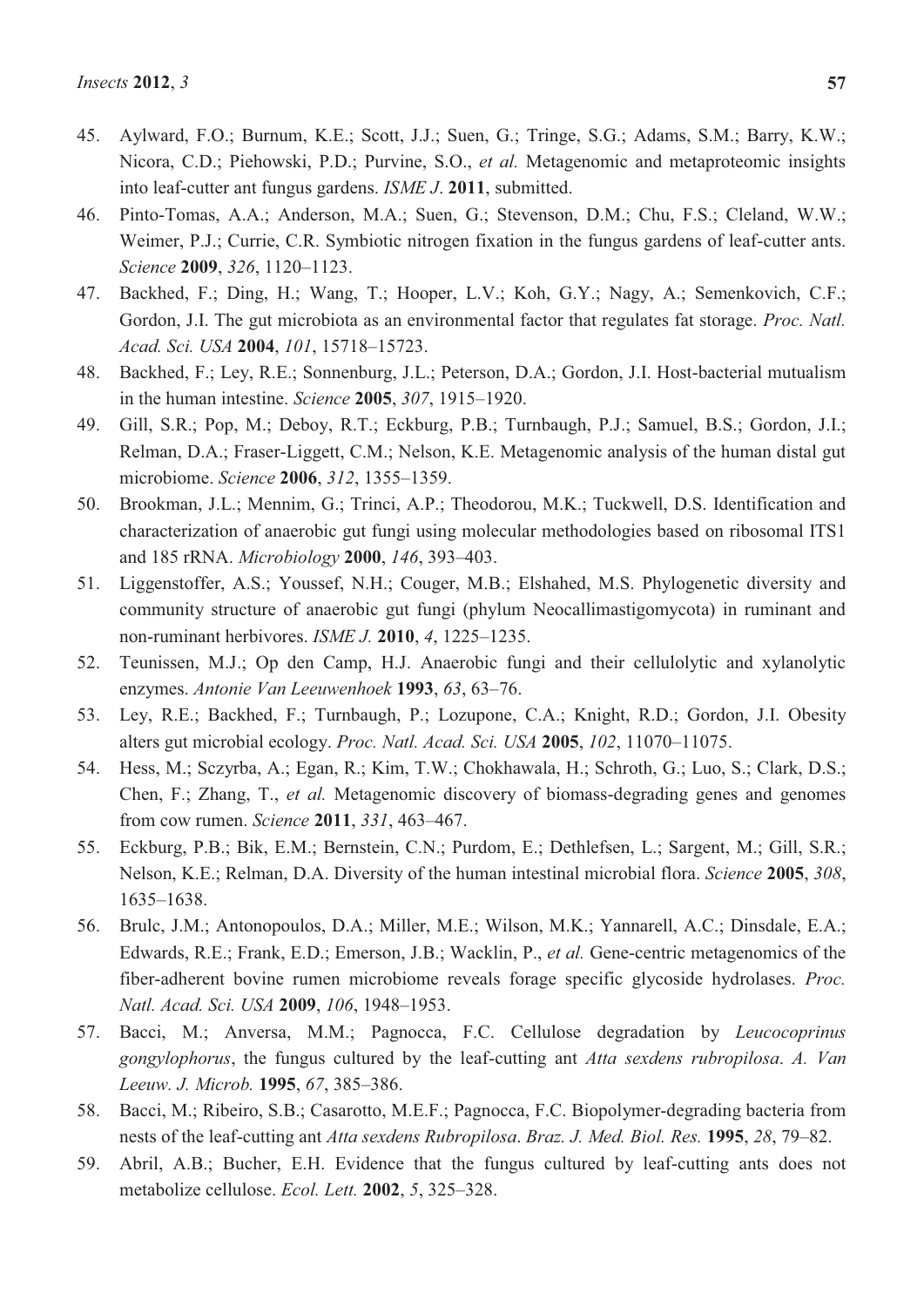45. Aylward, F.O.; Burnum, K.E.; Scott, J.J.; Suen, G.; Tringe, S.G.; Adams, S.M.; Barry, K.W.; Nicora, C.D.; Piehowski, P.D.; Purvine, S.O., *et al.* Metagenomic and metaproteomic insights into leaf-cutter ant fungus gardens. *ISME J*. **2011**, submitted.
46. Pinto-Tomas, A.A.; Anderson, M.A.; Suen, G.; Stevenson, D.M.; Chu, F.S.; Cleland, W.W.; Weimer, P.J.; Currie, C.R. Symbiotic nitrogen fixation in the fungus gardens of leaf-cutter ants. *Science* **2009**, *326*, 1120–1123.
47. Backhed, F.; Ding, H.; Wang, T.; Hooper, L.V.; Koh, G.Y.; Nagy, A.; Semenkovich, C.F.; Gordon, J.I. The gut microbiota as an environmental factor that regulates fat storage. *Proc. Natl. Acad. Sci. USA* **2004**, *101*, 15718–15723.
48. Backhed, F.; Ley, R.E.; Sonnenburg, J.L.; Peterson, D.A.; Gordon, J.I. Host-bacterial mutualism in the human intestine. *Science* **2005**, *307*, 1915–1920.
49. Gill, S.R.; Pop, M.; Deboy, R.T.; Eckburg, P.B.; Turnbaugh, P.J.; Samuel, B.S.; Gordon, J.I.; Relman, D.A.; Fraser-Liggett, C.M.; Nelson, K.E. Metagenomic analysis of the human distal gut microbiome. *Science* **2006**, *312*, 1355–1359.
50. Brookman, J.L.; Mennim, G.; Trinci, A.P.; Theodorou, M.K.; Tuckwell, D.S. Identification and characterization of anaerobic gut fungi using molecular methodologies based on ribosomal ITS1 and 185 rRNA. *Microbiology* **2000**, *146*, 393–403.
51. Liggenstoffer, A.S.; Youssef, N.H.; Couger, M.B.; Elshahed, M.S. Phylogenetic diversity and community structure of anaerobic gut fungi (phylum Neocallimastigomycota) in ruminant and non-ruminant herbivores. *ISME J.* **2010**, *4*, 1225–1235.
52. Teunissen, M.J.; Op den Camp, H.J. Anaerobic fungi and their cellulolytic and xylanolytic enzymes. *Antonie Van Leeuwenhoek* **1993**, *63*, 63–76.
53. Ley, R.E.; Backhed, F.; Turnbaugh, P.; Lozupone, C.A.; Knight, R.D.; Gordon, J.I. Obesity alters gut microbial ecology. *Proc. Natl. Acad. Sci. USA* **2005**, *102*, 11070–11075.
54. Hess, M.; Sczyrba, A.; Egan, R.; Kim, T.W.; Chokhawala, H.; Schroth, G.; Luo, S.; Clark, D.S.; Chen, F.; Zhang, T., *et al.* Metagenomic discovery of biomass-degrading genes and genomes from cow rumen. *Science* **2011**, *331*, 463–467.
55. Eckburg, P.B.; Bik, E.M.; Bernstein, C.N.; Purdom, E.; Dethlefsen, L.; Sargent, M.; Gill, S.R.; Nelson, K.E.; Relman, D.A. Diversity of the human intestinal microbial flora. *Science* **2005**, *308*, 1635–1638.
56. Brulc, J.M.; Antonopoulos, D.A.; Miller, M.E.; Wilson, M.K.; Yannarell, A.C.; Dinsdale, E.A.; Edwards, R.E.; Frank, E.D.; Emerson, J.B.; Wacklin, P., *et al.* Gene-centric metagenomics of the fiber-adherent bovine rumen microbiome reveals forage specific glycoside hydrolases. *Proc. Natl. Acad. Sci. USA* **2009**, *106*, 1948–1953.
57. Bacci, M.; Anversa, M.M.; Pagnocca, F.C. Cellulose degradation by *Leucocoprinus gongylophorus*, the fungus cultured by the leaf-cutting ant *Atta sexdens rubropilosa*. *A. Van Leeuw. J. Microb.* **1995**, *67*, 385–386.
58. Bacci, M.; Ribeiro, S.B.; Casarotto, M.E.F.; Pagnocca, F.C. Biopolymer-degrading bacteria from nests of the leaf-cutting ant *Atta sexdens Rubropilosa*. *Braz. J. Med. Biol. Res.* **1995**, *28*, 79–82.
59. Abril, A.B.; Bucher, E.H. Evidence that the fungus cultured by leaf-cutting ants does not metabolize cellulose. *Ecol. Lett.* **2002**, *5*, 325–328.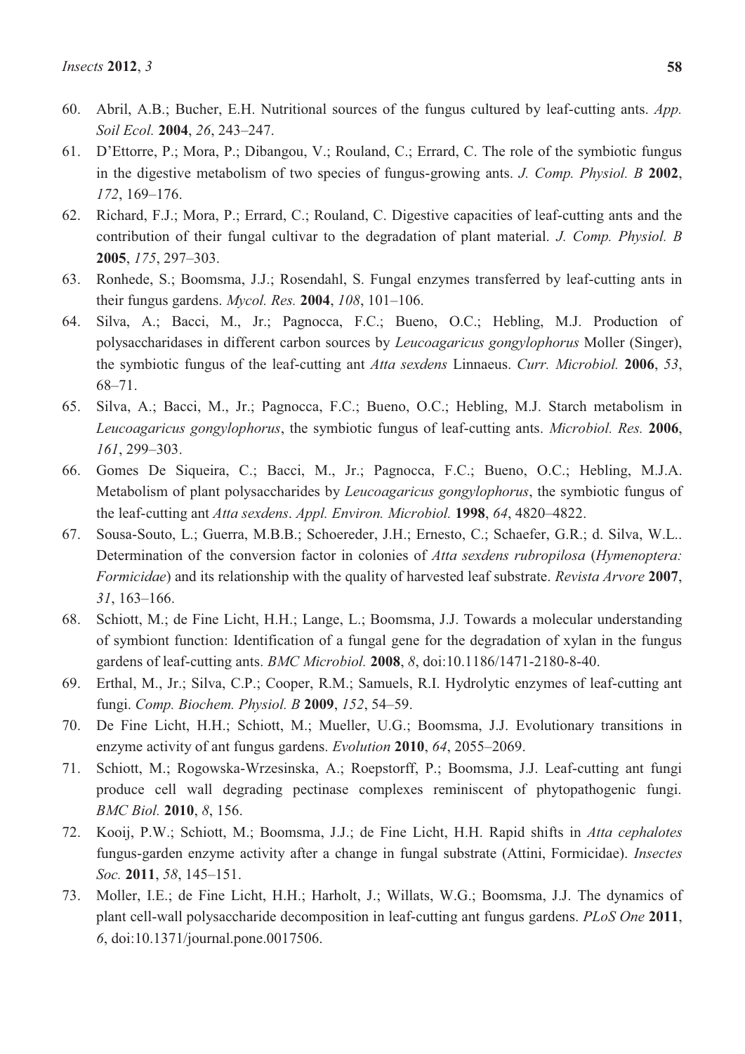60. Abril, A.B.; Bucher, E.H. Nutritional sources of the fungus cultured by leaf-cutting ants. *App. Soil Ecol.* **2004**, *26*, 243–247.
61. D'Ettorre, P.; Mora, P.; Dibangou, V.; Rouland, C.; Errard, C. The role of the symbiotic fungus in the digestive metabolism of two species of fungus-growing ants. *J. Comp. Physiol. B* **2002**, *172*, 169–176.
62. Richard, F.J.; Mora, P.; Errard, C.; Rouland, C. Digestive capacities of leaf-cutting ants and the contribution of their fungal cultivar to the degradation of plant material. *J. Comp. Physiol. B* **2005**, *175*, 297–303.
63. Ronhede, S.; Boomsma, J.J.; Rosendahl, S. Fungal enzymes transferred by leaf-cutting ants in their fungus gardens. *Mycol. Res.* **2004**, *108*, 101–106.
64. Silva, A.; Bacci, M., Jr.; Pagnocca, F.C.; Bueno, O.C.; Hebling, M.J. Production of polysaccharidases in different carbon sources by *Leucoagaricus gongylophorus* Moller (Singer), the symbiotic fungus of the leaf-cutting ant *Atta sexdens* Linnaeus. *Curr. Microbiol.* **2006**, *53*, 68–71.
65. Silva, A.; Bacci, M., Jr.; Pagnocca, F.C.; Bueno, O.C.; Hebling, M.J. Starch metabolism in *Leucoagaricus gongylophorus*, the symbiotic fungus of leaf-cutting ants. *Microbiol. Res.* **2006**, *161*, 299–303.
66. Gomes De Siqueira, C.; Bacci, M., Jr.; Pagnocca, F.C.; Bueno, O.C.; Hebling, M.J.A. Metabolism of plant polysaccharides by *Leucoagaricus gongylophorus*, the symbiotic fungus of the leaf-cutting ant *Atta sexdens*. *Appl. Environ. Microbiol.* **1998**, *64*, 4820–4822.
67. Sousa-Souto, L.; Guerra, M.B.B.; Schoereder, J.H.; Ernesto, C.; Schaefer, G.R.; d. Silva, W.L.. Determination of the conversion factor in colonies of *Atta sexdens rubropilosa* (*Hymenoptera: Formicidae*) and its relationship with the quality of harvested leaf substrate. *Revista Arvore* **2007**, *31*, 163–166.
68. Schiott, M.; de Fine Licht, H.H.; Lange, L.; Boomsma, J.J. Towards a molecular understanding of symbiont function: Identification of a fungal gene for the degradation of xylan in the fungus gardens of leaf-cutting ants. *BMC Microbiol.* **2008**, *8*, doi:10.1186/1471-2180-8-40.
69. Erthal, M., Jr.; Silva, C.P.; Cooper, R.M.; Samuels, R.I. Hydrolytic enzymes of leaf-cutting ant fungi. *Comp. Biochem. Physiol. B* **2009**, *152*, 54–59.
70. De Fine Licht, H.H.; Schiott, M.; Mueller, U.G.; Boomsma, J.J. Evolutionary transitions in enzyme activity of ant fungus gardens. *Evolution* **2010**, *64*, 2055–2069.
71. Schiott, M.; Rogowska-Wrzesinska, A.; Roepstorff, P.; Boomsma, J.J. Leaf-cutting ant fungi produce cell wall degrading pectinase complexes reminiscent of phytopathogenic fungi. *BMC Biol.* **2010**, *8*, 156.
72. Kooij, P.W.; Schiott, M.; Boomsma, J.J.; de Fine Licht, H.H. Rapid shifts in *Atta cephalotes* fungus-garden enzyme activity after a change in fungal substrate (Attini, Formicidae). *Insectes Soc.* **2011**, *58*, 145–151.
73. Moller, I.E.; de Fine Licht, H.H.; Harholt, J.; Willats, W.G.; Boomsma, J.J. The dynamics of plant cell-wall polysaccharide decomposition in leaf-cutting ant fungus gardens. *PLoS One* **2011**, *6*, doi:10.1371/journal.pone.0017506.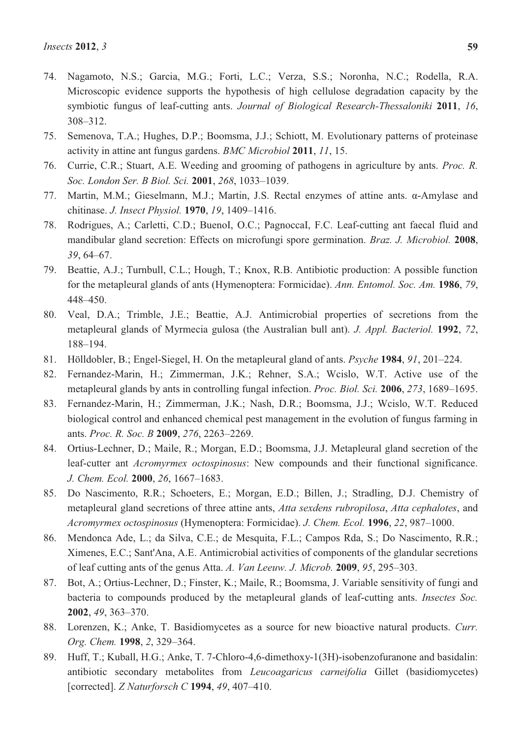74. Nagamoto, N.S.; Garcia, M.G.; Forti, L.C.; Verza, S.S.; Noronha, N.C.; Rodella, R.A. Microscopic evidence supports the hypothesis of high cellulose degradation capacity by the symbiotic fungus of leaf-cutting ants. *Journal of Biological Research-Thessaloniki* **2011**, *16*, 308–312.
75. Semenova, T.A.; Hughes, D.P.; Boomsma, J.J.; Schiott, M. Evolutionary patterns of proteinase activity in attine ant fungus gardens. *BMC Microbiol* **2011**, *11*, 15.
76. Currie, C.R.; Stuart, A.E. Weeding and grooming of pathogens in agriculture by ants. *Proc. R. Soc. London Ser. B Biol. Sci.* **2001**, *268*, 1033–1039.
77. Martin, M.M.; Gieselmann, M.J.; Martin, J.S. Rectal enzymes of attine ants. α-Amylase and chitinase. *J. Insect Physiol.* **1970**, *19*, 1409–1416.
78. Rodrigues, A.; Carletti, C.D.; BuenoI, O.C.; PagnoccaI, F.C. Leaf-cutting ant faecal fluid and mandibular gland secretion: Effects on microfungi spore germination. *Braz. J. Microbiol.* **2008**, *39*, 64–67.
79. Beattie, A.J.; Turnbull, C.L.; Hough, T.; Knox, R.B. Antibiotic production: A possible function for the metapleural glands of ants (Hymenoptera: Formicidae). *Ann. Entomol. Soc. Am.* **1986**, *79*, 448–450.
80. Veal, D.A.; Trimble, J.E.; Beattie, A.J. Antimicrobial properties of secretions from the metapleural glands of Myrmecia gulosa (the Australian bull ant). *J. Appl. Bacteriol.* **1992**, *72*, 188–194.
81. Hölldobler, B.; Engel-Siegel, H. On the metapleural gland of ants. *Psyche* **1984**, *91*, 201–224.
82. Fernandez-Marin, H.; Zimmerman, J.K.; Rehner, S.A.; Wcislo, W.T. Active use of the metapleural glands by ants in controlling fungal infection. *Proc. Biol. Sci.* **2006**, *273*, 1689–1695.
83. Fernandez-Marin, H.; Zimmerman, J.K.; Nash, D.R.; Boomsma, J.J.; Wcislo, W.T. Reduced biological control and enhanced chemical pest management in the evolution of fungus farming in ants. *Proc. R. Soc. B* **2009**, *276*, 2263–2269.
84. Ortius-Lechner, D.; Maile, R.; Morgan, E.D.; Boomsma, J.J. Metapleural gland secretion of the leaf-cutter ant *Acromyrmex octospinosus*: New compounds and their functional significance. *J. Chem. Ecol.* **2000**, *26*, 1667–1683.
85. Do Nascimento, R.R.; Schoeters, E.; Morgan, E.D.; Billen, J.; Stradling, D.J. Chemistry of metapleural gland secretions of three attine ants, *Atta sexdens rubropilosa*, *Atta cephalotes*, and *Acromyrmex octospinosus* (Hymenoptera: Formicidae). *J. Chem. Ecol.* **1996**, *22*, 987–1000.
86. Mendonca Ade, L.; da Silva, C.E.; de Mesquita, F.L.; Campos Rda, S.; Do Nascimento, R.R.; Ximenes, E.C.; Sant'Ana, A.E. Antimicrobial activities of components of the glandular secretions of leaf cutting ants of the genus Atta. *A. Van Leeuw. J. Microb.* **2009**, *95*, 295–303.
87. Bot, A.; Ortius-Lechner, D.; Finster, K.; Maile, R.; Boomsma, J. Variable sensitivity of fungi and bacteria to compounds produced by the metapleural glands of leaf-cutting ants. *Insectes Soc.* **2002**, *49*, 363–370.
88. Lorenzen, K.; Anke, T. Basidiomycetes as a source for new bioactive natural products. *Curr. Org. Chem.* **1998**, *2*, 329–364.
89. Huff, T.; Kuball, H.G.; Anke, T. 7-Chloro-4,6-dimethoxy-1(3H)-isobenzofuranone and basidalin: antibiotic secondary metabolites from *Leucoagaricus carneifolia* Gillet (basidiomycetes) [corrected]. *Z Naturforsch C* **1994**, *49*, 407–410.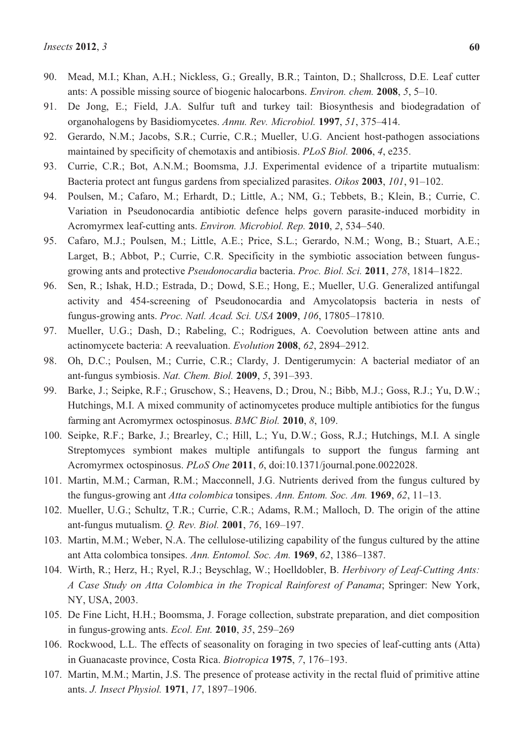90. Mead, M.I.; Khan, A.H.; Nickless, G.; Greally, B.R.; Tainton, D.; Shallcross, D.E. Leaf cutter ants: A possible missing source of biogenic halocarbons. *Environ. chem.* **2008**, *5*, 5–10.
91. De Jong, E.; Field, J.A. Sulfur tuft and turkey tail: Biosynthesis and biodegradation of organohalogens by Basidiomycetes. *Annu. Rev. Microbiol.* **1997**, *51*, 375–414.
92. Gerardo, N.M.; Jacobs, S.R.; Currie, C.R.; Mueller, U.G. Ancient host-pathogen associations maintained by specificity of chemotaxis and antibiosis. *PLoS Biol.* **2006**, *4*, e235.
93. Currie, C.R.; Bot, A.N.M.; Boomsma, J.J. Experimental evidence of a tripartite mutualism: Bacteria protect ant fungus gardens from specialized parasites. *Oikos* **2003**, *101*, 91–102.
94. Poulsen, M.; Cafaro, M.; Erhardt, D.; Little, A.; NM, G.; Tebbets, B.; Klein, B.; Currie, C. Variation in Pseudonocardia antibiotic defence helps govern parasite-induced morbidity in Acromyrmex leaf-cutting ants. *Environ. Microbiol. Rep.* **2010**, *2*, 534–540.
95. Cafaro, M.J.; Poulsen, M.; Little, A.E.; Price, S.L.; Gerardo, N.M.; Wong, B.; Stuart, A.E.; Larget, B.; Abbot, P.; Currie, C.R. Specificity in the symbiotic association between fungus-growing ants and protective *Pseudonocardia* bacteria. *Proc. Biol. Sci.* **2011**, *278*, 1814–1822.
96. Sen, R.; Ishak, H.D.; Estrada, D.; Dowd, S.E.; Hong, E.; Mueller, U.G. Generalized antifungal activity and 454-screening of Pseudonocardia and Amycolatopsis bacteria in nests of fungus-growing ants. *Proc. Natl. Acad. Sci. USA* **2009**, *106*, 17805–17810.
97. Mueller, U.G.; Dash, D.; Rabeling, C.; Rodrigues, A. Coevolution between attine ants and actinomycete bacteria: A reevaluation. *Evolution* **2008**, *62*, 2894–2912.
98. Oh, D.C.; Poulsen, M.; Currie, C.R.; Clardy, J. Dentigerumycin: A bacterial mediator of an ant-fungus symbiosis. *Nat. Chem. Biol.* **2009**, *5*, 391–393.
99. Barke, J.; Seipke, R.F.; Gruschow, S.; Heavens, D.; Drou, N.; Bibb, M.J.; Goss, R.J.; Yu, D.W.; Hutchings, M.I. A mixed community of actinomycetes produce multiple antibiotics for the fungus farming ant Acromyrmex octospinosus. *BMC Biol.* **2010**, *8*, 109.
100. Seipke, R.F.; Barke, J.; Brearley, C.; Hill, L.; Yu, D.W.; Goss, R.J.; Hutchings, M.I. A single Streptomyces symbiont makes multiple antifungals to support the fungus farming ant Acromyrmex octospinosus. *PLoS One* **2011**, *6*, doi:10.1371/journal.pone.0022028.
101. Martin, M.M.; Carman, R.M.; Macconnell, J.G. Nutrients derived from the fungus cultured by the fungus-growing ant *Atta colombica* tonsipes. *Ann. Entom. Soc. Am.* **1969**, *62*, 11–13.
102. Mueller, U.G.; Schultz, T.R.; Currie, C.R.; Adams, R.M.; Malloch, D. The origin of the attine ant-fungus mutualism. *Q. Rev. Biol.* **2001**, *76*, 169–197.
103. Martin, M.M.; Weber, N.A. The cellulose-utilizing capability of the fungus cultured by the attine ant Atta colombica tonsipes. *Ann. Entomol. Soc. Am.* **1969**, *62*, 1386–1387.
104. Wirth, R.; Herz, H.; Ryel, R.J.; Beyschlag, W.; Hoelldobler, B. *Herbivory of Leaf-Cutting Ants: A Case Study on Atta Colombica in the Tropical Rainforest of Panama*; Springer: New York, NY, USA, 2003.
105. De Fine Licht, H.H.; Boomsma, J. Forage collection, substrate preparation, and diet composition in fungus-growing ants. *Ecol. Ent.* **2010**, *35*, 259–269
106. Rockwood, L.L. The effects of seasonality on foraging in two species of leaf-cutting ants (Atta) in Guanacaste province, Costa Rica. *Biotropica* **1975**, *7*, 176–193.
107. Martin, M.M.; Martin, J.S. The presence of protease activity in the rectal fluid of primitive attine ants. *J. Insect Physiol.* **1971**, *17*, 1897–1906.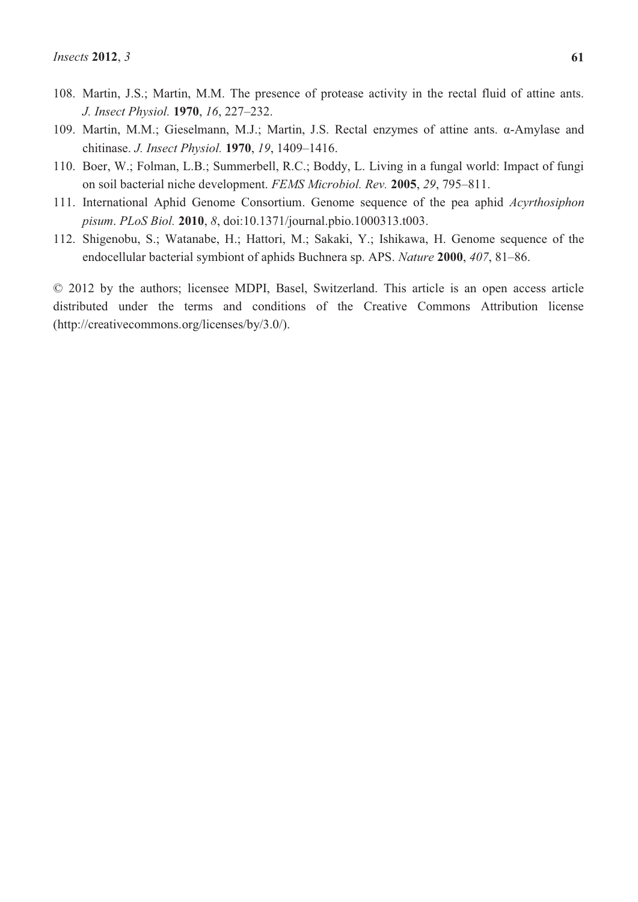108. Martin, J.S.; Martin, M.M. The presence of protease activity in the rectal fluid of attine ants. *J. Insect Physiol.* **1970**, *16*, 227–232.
109. Martin, M.M.; Gieselmann, M.J.; Martin, J.S. Rectal enzymes of attine ants. α-Amylase and chitinase. *J. Insect Physiol.* **1970**, *19*, 1409–1416.
110. Boer, W.; Folman, L.B.; Summerbell, R.C.; Boddy, L. Living in a fungal world: Impact of fungi on soil bacterial niche development. *FEMS Microbiol. Rev.* **2005**, *29*, 795–811.
111. International Aphid Genome Consortium. Genome sequence of the pea aphid *Acyrthosiphon pisum*. *PLoS Biol.* **2010**, *8*, doi:10.1371/journal.pbio.1000313.t003.
112. Shigenobu, S.; Watanabe, H.; Hattori, M.; Sakaki, Y.; Ishikawa, H. Genome sequence of the endocellular bacterial symbiont of aphids Buchnera sp. APS. *Nature* **2000**, *407*, 81–86.

© 2012 by the authors; licensee MDPI, Basel, Switzerland. This article is an open access article distributed under the terms and conditions of the Creative Commons Attribution license (http://creativecommons.org/licenses/by/3.0/).